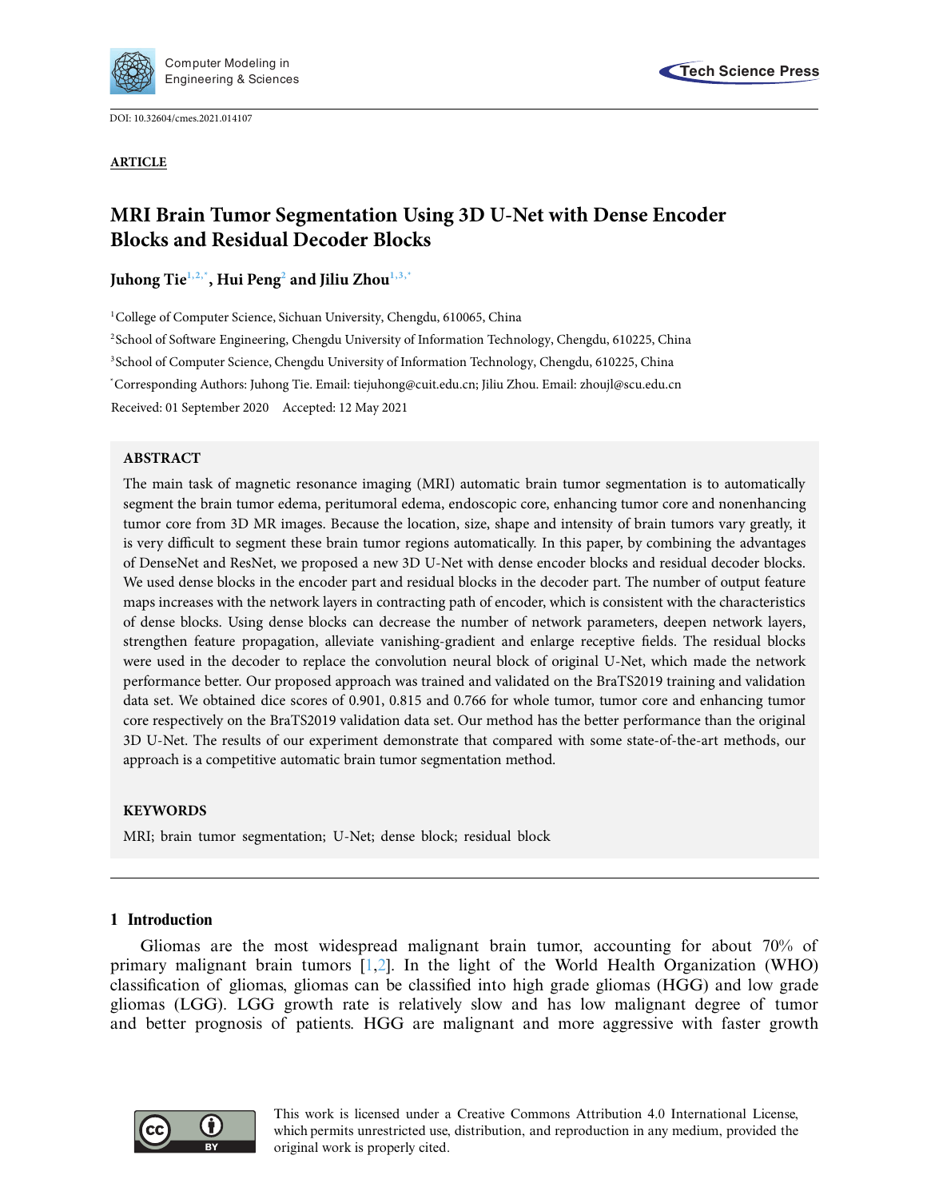DOI: 10.32604/cmes.2021.014107

**ARTICLE**

# MRI Brain Tumor Segmentation Using 3D U-Net with Dense Encoder Blocks and Residual Decoder Blocks

**Juhong Tie[1,2,*], Hui Peng[2] and Jiliu Zhou[1,3,*]**

[1]College of Computer Science, Sichuan University, Chengdu, 610065, China

[2]School of Software Engineering, Chengdu University of Information Technology, Chengdu, 610225, China

[3]School of Computer Science, Chengdu University of Information Technology, Chengdu, 610225, China

[*]Corresponding Authors: Juhong Tie. Email: tiejuhong@cuit.edu.cn; Jiliu Zhou. Email: zhoujl@scu.edu.cn

Received: 01 September 2020 Accepted: 12 May 2021

## ABSTRACT

The main task of magnetic resonance imaging (MRI) automatic brain tumor segmentation is to automatically segment the brain tumor edema, peritumoral edema, endoscopic core, enhancing tumor core and nonenhancing tumor core from 3D MR images. Because the location, size, shape and intensity of brain tumors vary greatly, it is very difficult to segment these brain tumor regions automatically. In this paper, by combining the advantages of DenseNet and ResNet, we proposed a new 3D U-Net with dense encoder blocks and residual decoder blocks. We used dense blocks in the encoder part and residual blocks in the decoder part. The number of output feature maps increases with the network layers in contracting path of encoder, which is consistent with the characteristics of dense blocks. Using dense blocks can decrease the number of network parameters, deepen network layers, strengthen feature propagation, alleviate vanishing-gradient and enlarge receptive fields. The residual blocks were used in the decoder to replace the convolution neural block of original U-Net, which made the network performance better. Our proposed approach was trained and validated on the BraTS2019 training and validation data set. We obtained dice scores of 0.901, 0.815 and 0.766 for whole tumor, tumor core and enhancing tumor core respectively on the BraTS2019 validation data set. Our method has the better performance than the original 3D U-Net. The results of our experiment demonstrate that compared with some state-of-the-art methods, our approach is a competitive automatic brain tumor segmentation method.

## KEYWORDS

MRI; brain tumor segmentation; U-Net; dense block; residual block

## 1 Introduction

Gliomas are the most widespread malignant brain tumor, accounting for about 70% of primary malignant brain tumors [1,2]. In the light of the World Health Organization (WHO) classification of gliomas, gliomas can be classified into high grade gliomas (HGG) and low grade gliomas (LGG). LGG growth rate is relatively slow and has low malignant degree of tumor and better prognosis of patients. HGG are malignant and more aggressive with faster growth

This work is licensed under a Creative Commons Attribution 4.0 International License, which permits unrestricted use, distribution, and reproduction in any medium, provided the original work is properly cited.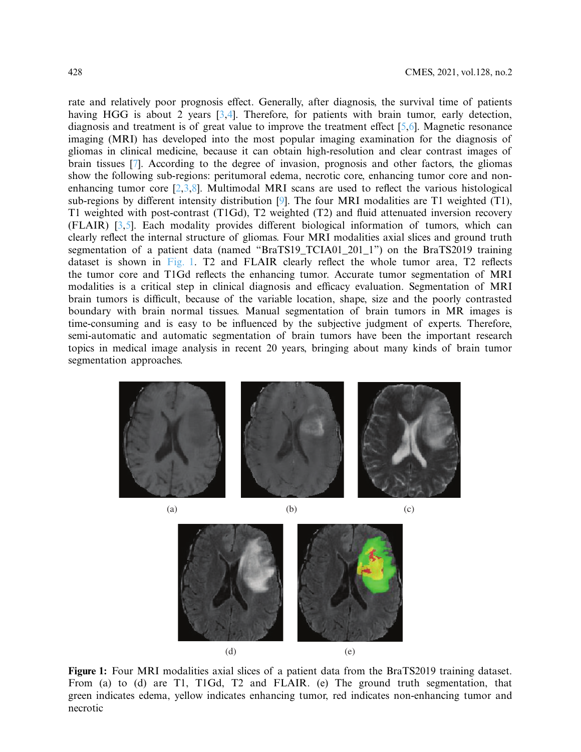rate and relatively poor prognosis effect. Generally, after diagnosis, the survival time of patients having HGG is about 2 years [3,4]. Therefore, for patients with brain tumor, early detection, diagnosis and treatment is of great value to improve the treatment effect [5,6]. Magnetic resonance imaging (MRI) has developed into the most popular imaging examination for the diagnosis of gliomas in clinical medicine, because it can obtain high-resolution and clear contrast images of brain tissues [7]. According to the degree of invasion, prognosis and other factors, the gliomas show the following sub-regions: peritumoral edema, necrotic core, enhancing tumor core and non-enhancing tumor core [2,3,8]. Multimodal MRI scans are used to reflect the various histological sub-regions by different intensity distribution [9]. The four MRI modalities are T1 weighted (T1), T1 weighted with post-contrast (T1Gd), T2 weighted (T2) and fluid attenuated inversion recovery (FLAIR) [3,5]. Each modality provides different biological information of tumors, which can clearly reflect the internal structure of gliomas. Four MRI modalities axial slices and ground truth segmentation of a patient data (named "BraTS19_TCIA01_201_1") on the BraTS2019 training dataset is shown in Fig. 1. T2 and FLAIR clearly reflect the whole tumor area, T2 reflects the tumor core and T1Gd reflects the enhancing tumor. Accurate tumor segmentation of MRI modalities is a critical step in clinical diagnosis and efficacy evaluation. Segmentation of MRI brain tumors is difficult, because of the variable location, shape, size and the poorly contrasted boundary with brain normal tissues. Manual segmentation of brain tumors in MR images is time-consuming and is easy to be influenced by the subjective judgment of experts. Therefore, semi-automatic and automatic segmentation of brain tumors have been the important research topics in medical image analysis in recent 20 years, bringing about many kinds of brain tumor segmentation approaches.

(a) (b) (c)

(d) (e)

**Figure 1:** Four MRI modalities axial slices of a patient data from the BraTS2019 training dataset. From (a) to (d) are T1, T1Gd, T2 and FLAIR. (e) The ground truth segmentation, that green indicates edema, yellow indicates enhancing tumor, red indicates non-enhancing tumor and necrotic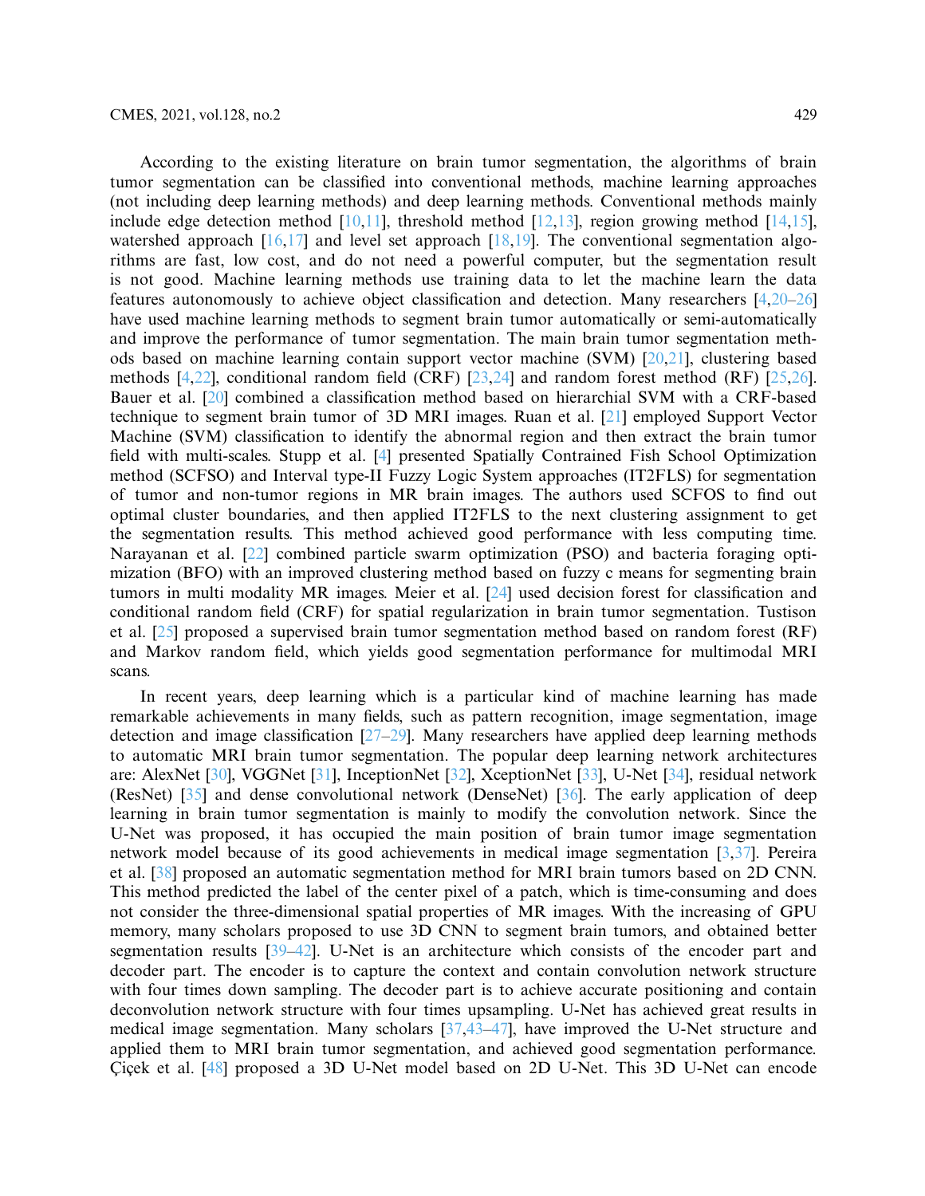According to the existing literature on brain tumor segmentation, the algorithms of brain tumor segmentation can be classified into conventional methods, machine learning approaches (not including deep learning methods) and deep learning methods. Conventional methods mainly include edge detection method [10,11], threshold method [12,13], region growing method [14,15], watershed approach [16,17] and level set approach [18,19]. The conventional segmentation algorithms are fast, low cost, and do not need a powerful computer, but the segmentation result is not good. Machine learning methods use training data to let the machine learn the data features autonomously to achieve object classification and detection. Many researchers [4,20–26] have used machine learning methods to segment brain tumor automatically or semi-automatically and improve the performance of tumor segmentation. The main brain tumor segmentation methods based on machine learning contain support vector machine (SVM) [20,21], clustering based methods [4,22], conditional random field (CRF) [23,24] and random forest method (RF) [25,26]. Bauer et al. [20] combined a classification method based on hierarchial SVM with a CRF-based technique to segment brain tumor of 3D MRI images. Ruan et al. [21] employed Support Vector Machine (SVM) classification to identify the abnormal region and then extract the brain tumor field with multi-scales. Stupp et al. [4] presented Spatially Contrained Fish School Optimization method (SCFSO) and Interval type-II Fuzzy Logic System approaches (IT2FLS) for segmentation of tumor and non-tumor regions in MR brain images. The authors used SCFOS to find out optimal cluster boundaries, and then applied IT2FLS to the next clustering assignment to get the segmentation results. This method achieved good performance with less computing time. Narayanan et al. [22] combined particle swarm optimization (PSO) and bacteria foraging optimization (BFO) with an improved clustering method based on fuzzy c means for segmenting brain tumors in multi modality MR images. Meier et al. [24] used decision forest for classification and conditional random field (CRF) for spatial regularization in brain tumor segmentation. Tustison et al. [25] proposed a supervised brain tumor segmentation method based on random forest (RF) and Markov random field, which yields good segmentation performance for multimodal MRI scans.

In recent years, deep learning which is a particular kind of machine learning has made remarkable achievements in many fields, such as pattern recognition, image segmentation, image detection and image classification [27–29]. Many researchers have applied deep learning methods to automatic MRI brain tumor segmentation. The popular deep learning network architectures are: AlexNet [30], VGGNet [31], InceptionNet [32], XceptionNet [33], U-Net [34], residual network (ResNet) [35] and dense convolutional network (DenseNet) [36]. The early application of deep learning in brain tumor segmentation is mainly to modify the convolution network. Since the U-Net was proposed, it has occupied the main position of brain tumor image segmentation network model because of its good achievements in medical image segmentation [3,37]. Pereira et al. [38] proposed an automatic segmentation method for MRI brain tumors based on 2D CNN. This method predicted the label of the center pixel of a patch, which is time-consuming and does not consider the three-dimensional spatial properties of MR images. With the increasing of GPU memory, many scholars proposed to use 3D CNN to segment brain tumors, and obtained better segmentation results [39–42]. U-Net is an architecture which consists of the encoder part and decoder part. The encoder is to capture the context and contain convolution network structure with four times down sampling. The decoder part is to achieve accurate positioning and contain deconvolution network structure with four times upsampling. U-Net has achieved great results in medical image segmentation. Many scholars [37,43–47], have improved the U-Net structure and applied them to MRI brain tumor segmentation, and achieved good segmentation performance. Çiçek et al. [48] proposed a 3D U-Net model based on 2D U-Net. This 3D U-Net can encode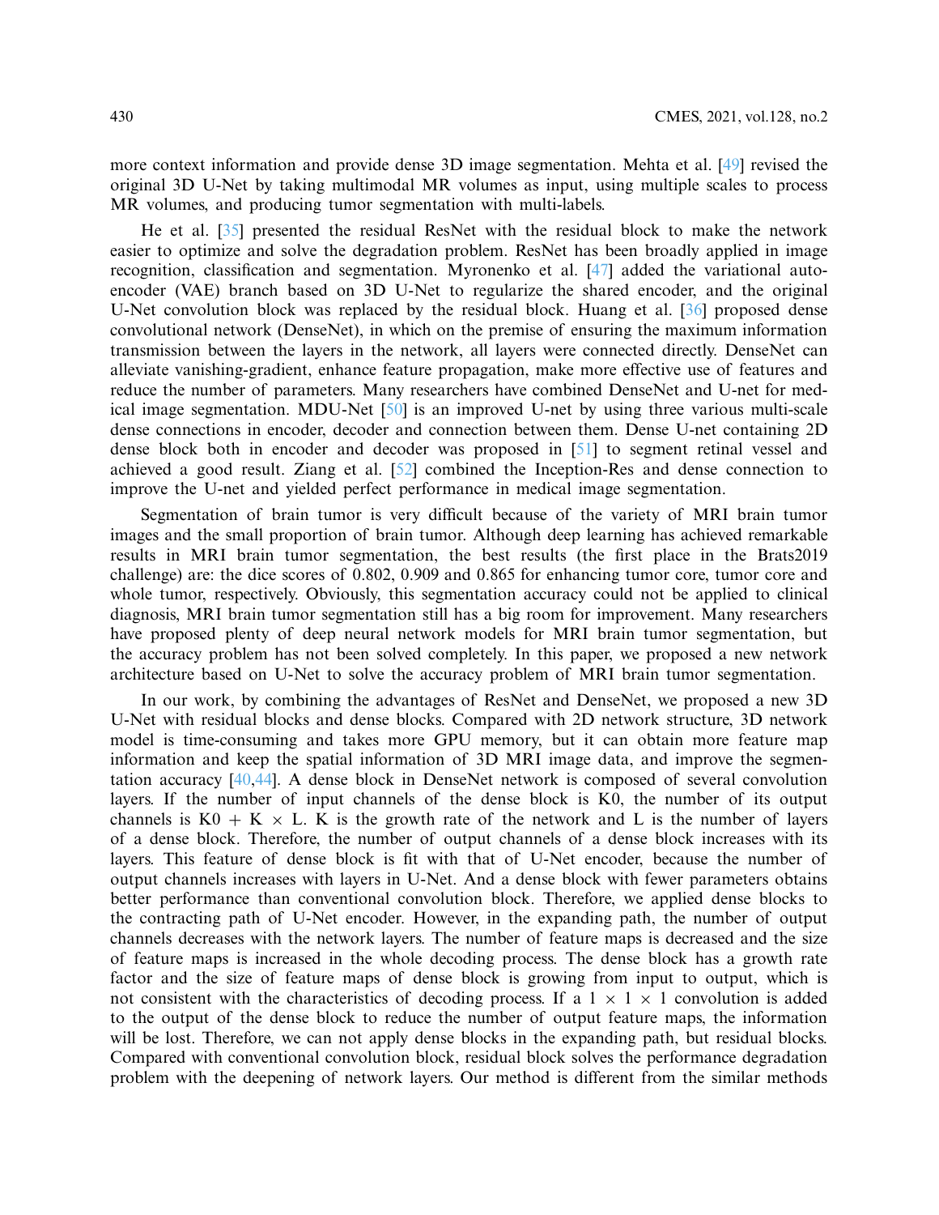more context information and provide dense 3D image segmentation. Mehta et al. [49] revised the original 3D U-Net by taking multimodal MR volumes as input, using multiple scales to process MR volumes, and producing tumor segmentation with multi-labels.

He et al. [35] presented the residual ResNet with the residual block to make the network easier to optimize and solve the degradation problem. ResNet has been broadly applied in image recognition, classification and segmentation. Myronenko et al. [47] added the variational auto-encoder (VAE) branch based on 3D U-Net to regularize the shared encoder, and the original U-Net convolution block was replaced by the residual block. Huang et al. [36] proposed dense convolutional network (DenseNet), in which on the premise of ensuring the maximum information transmission between the layers in the network, all layers were connected directly. DenseNet can alleviate vanishing-gradient, enhance feature propagation, make more effective use of features and reduce the number of parameters. Many researchers have combined DenseNet and U-net for medical image segmentation. MDU-Net [50] is an improved U-net by using three various multi-scale dense connections in encoder, decoder and connection between them. Dense U-net containing 2D dense block both in encoder and decoder was proposed in [51] to segment retinal vessel and achieved a good result. Ziang et al. [52] combined the Inception-Res and dense connection to improve the U-net and yielded perfect performance in medical image segmentation.

Segmentation of brain tumor is very difficult because of the variety of MRI brain tumor images and the small proportion of brain tumor. Although deep learning has achieved remarkable results in MRI brain tumor segmentation, the best results (the first place in the Brats2019 challenge) are: the dice scores of 0.802, 0.909 and 0.865 for enhancing tumor core, tumor core and whole tumor, respectively. Obviously, this segmentation accuracy could not be applied to clinical diagnosis, MRI brain tumor segmentation still has a big room for improvement. Many researchers have proposed plenty of deep neural network models for MRI brain tumor segmentation, but the accuracy problem has not been solved completely. In this paper, we proposed a new network architecture based on U-Net to solve the accuracy problem of MRI brain tumor segmentation.

In our work, by combining the advantages of ResNet and DenseNet, we proposed a new 3D U-Net with residual blocks and dense blocks. Compared with 2D network structure, 3D network model is time-consuming and takes more GPU memory, but it can obtain more feature map information and keep the spatial information of 3D MRI image data, and improve the segmentation accuracy [40,44]. A dense block in DenseNet network is composed of several convolution layers. If the number of input channels of the dense block is K0, the number of its output channels is $K0 + K \times L$. K is the growth rate of the network and L is the number of layers of a dense block. Therefore, the number of output channels of a dense block increases with its layers. This feature of dense block is fit with that of U-Net encoder, because the number of output channels increases with layers in U-Net. And a dense block with fewer parameters obtains better performance than conventional convolution block. Therefore, we applied dense blocks to the contracting path of U-Net encoder. However, in the expanding path, the number of output channels decreases with the network layers. The number of feature maps is decreased and the size of feature maps is increased in the whole decoding process. The dense block has a growth rate factor and the size of feature maps of dense block is growing from input to output, which is not consistent with the characteristics of decoding process. If a $1 \times 1 \times 1$ convolution is added to the output of the dense block to reduce the number of output feature maps, the information will be lost. Therefore, we can not apply dense blocks in the expanding path, but residual blocks. Compared with conventional convolution block, residual block solves the performance degradation problem with the deepening of network layers. Our method is different from the similar methods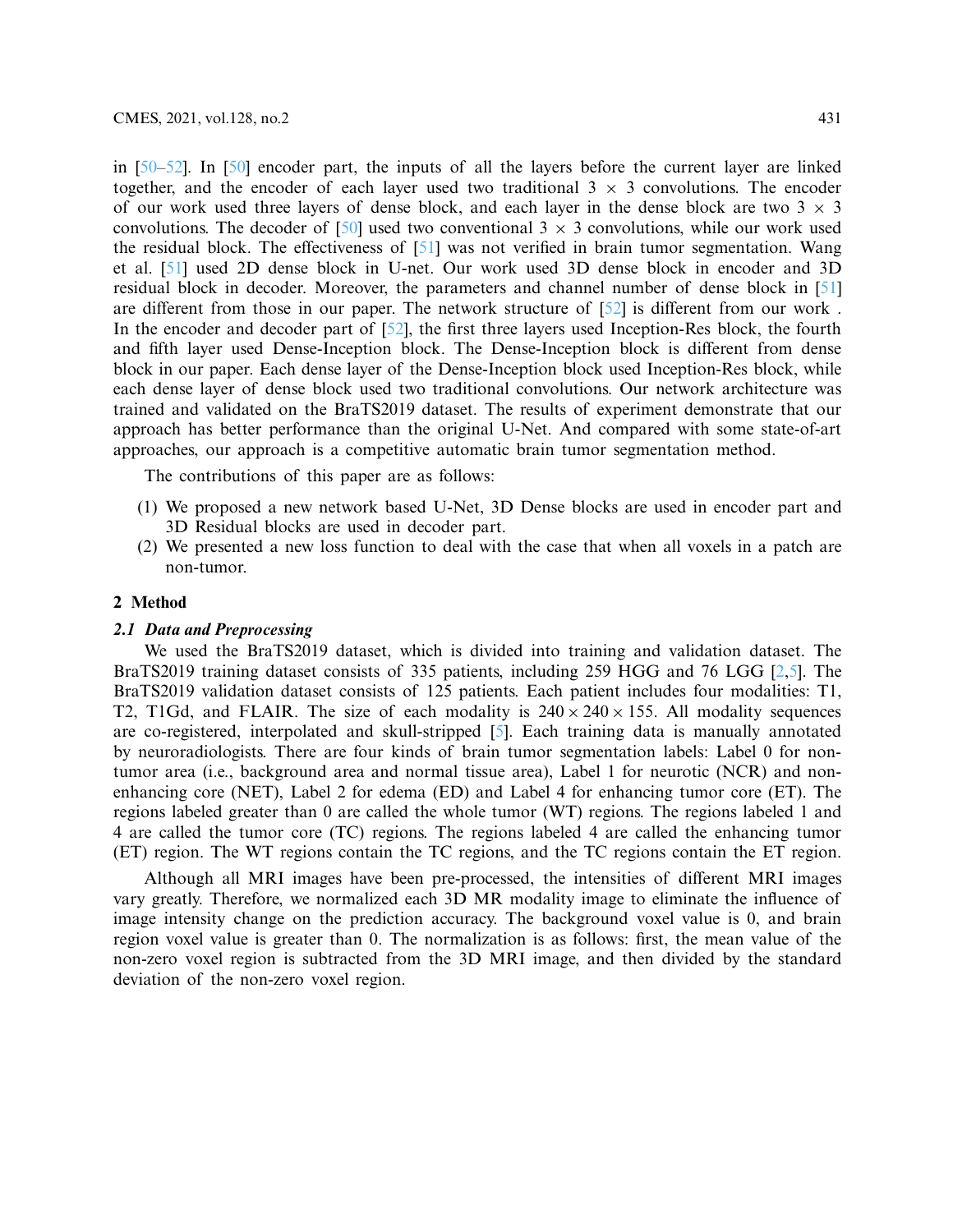in [50–52]. In [50] encoder part, the inputs of all the layers before the current layer are linked together, and the encoder of each layer used two traditional $3 \times 3$ convolutions. The encoder of our work used three layers of dense block, and each layer in the dense block are two $3 \times 3$ convolutions. The decoder of [50] used two conventional $3 \times 3$ convolutions, while our work used the residual block. The effectiveness of [51] was not verified in brain tumor segmentation. Wang et al. [51] used 2D dense block in U-net. Our work used 3D dense block in encoder and 3D residual block in decoder. Moreover, the parameters and channel number of dense block in [51] are different from those in our paper. The network structure of [52] is different from our work . In the encoder and decoder part of [52], the first three layers used Inception-Res block, the fourth and fifth layer used Dense-Inception block. The Dense-Inception block is different from dense block in our paper. Each dense layer of the Dense-Inception block used Inception-Res block, while each dense layer of dense block used two traditional convolutions. Our network architecture was trained and validated on the BraTS2019 dataset. The results of experiment demonstrate that our approach has better performance than the original U-Net. And compared with some state-of-art approaches, our approach is a competitive automatic brain tumor segmentation method.

The contributions of this paper are as follows:

(1) We proposed a new network based U-Net, 3D Dense blocks are used in encoder part and 3D Residual blocks are used in decoder part.
(2) We presented a new loss function to deal with the case that when all voxels in a patch are non-tumor.

## 2 Method

### *2.1 Data and Preprocessing*

We used the BraTS2019 dataset, which is divided into training and validation dataset. The BraTS2019 training dataset consists of 335 patients, including 259 HGG and 76 LGG [2,5]. The BraTS2019 validation dataset consists of 125 patients. Each patient includes four modalities: T1, T2, T1Gd, and FLAIR. The size of each modality is $240 \times 240 \times 155$. All modality sequences are co-registered, interpolated and skull-stripped [5]. Each training data is manually annotated by neuroradiologists. There are four kinds of brain tumor segmentation labels: Label 0 for non-tumor area (i.e., background area and normal tissue area), Label 1 for neurotic (NCR) and non-enhancing core (NET), Label 2 for edema (ED) and Label 4 for enhancing tumor core (ET). The regions labeled greater than 0 are called the whole tumor (WT) regions. The regions labeled 1 and 4 are called the tumor core (TC) regions. The regions labeled 4 are called the enhancing tumor (ET) region. The WT regions contain the TC regions, and the TC regions contain the ET region.

Although all MRI images have been pre-processed, the intensities of different MRI images vary greatly. Therefore, we normalized each 3D MR modality image to eliminate the influence of image intensity change on the prediction accuracy. The background voxel value is 0, and brain region voxel value is greater than 0. The normalization is as follows: first, the mean value of the non-zero voxel region is subtracted from the 3D MRI image, and then divided by the standard deviation of the non-zero voxel region.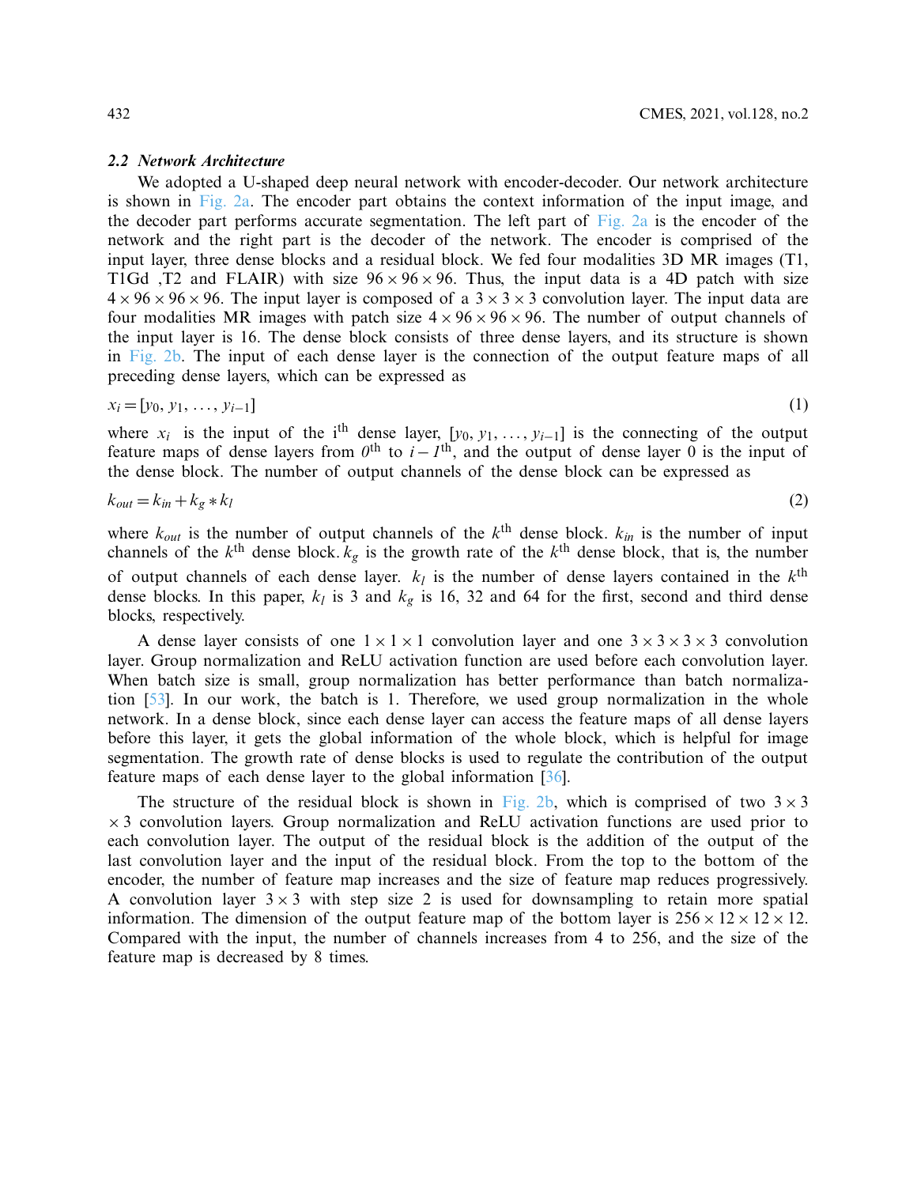### 2.2 Network Architecture

We adopted a U-shaped deep neural network with encoder-decoder. Our network architecture is shown in Fig. 2a. The encoder part obtains the context information of the input image, and the decoder part performs accurate segmentation. The left part of Fig. 2a is the encoder of the network and the right part is the decoder of the network. The encoder is comprised of the input layer, three dense blocks and a residual block. We fed four modalities 3D MR images (T1, T1Gd ,T2 and FLAIR) with size $96 \times 96 \times 96$. Thus, the input data is a 4D patch with size $4 \times 96 \times 96 \times 96$. The input layer is composed of a $3 \times 3 \times 3$ convolution layer. The input data are four modalities MR images with patch size $4 \times 96 \times 96 \times 96$. The number of output channels of the input layer is 16. The dense block consists of three dense layers, and its structure is shown in Fig. 2b. The input of each dense layer is the connection of the output feature maps of all preceding dense layers, which can be expressed as

$$x_i = [y_0, y_1, \ldots, y_{i-1}] \tag{1}$$

where $x_i$ is the input of the i$^{\text{th}}$ dense layer, $[y_0, y_1, \ldots, y_{i-1}]$ is the connecting of the output feature maps of dense layers from $0^{\text{th}}$ to $i-1^{\text{th}}$, and the output of dense layer 0 is the input of the dense block. The number of output channels of the dense block can be expressed as

$$k_{out} = k_{in} + k_g * k_l \tag{2}$$

where $k_{out}$ is the number of output channels of the $k^{\text{th}}$ dense block. $k_{in}$ is the number of input channels of the $k^{\text{th}}$ dense block. $k_g$ is the growth rate of the $k^{\text{th}}$ dense block, that is, the number of output channels of each dense layer. $k_l$ is the number of dense layers contained in the $k^{\text{th}}$ dense blocks. In this paper, $k_l$ is 3 and $k_g$ is 16, 32 and 64 for the first, second and third dense blocks, respectively.

A dense layer consists of one $1 \times 1 \times 1$ convolution layer and one $3 \times 3 \times 3 \times 3$ convolution layer. Group normalization and ReLU activation function are used before each convolution layer. When batch size is small, group normalization has better performance than batch normalization [53]. In our work, the batch is 1. Therefore, we used group normalization in the whole network. In a dense block, since each dense layer can access the feature maps of all dense layers before this layer, it gets the global information of the whole block, which is helpful for image segmentation. The growth rate of dense blocks is used to regulate the contribution of the output feature maps of each dense layer to the global information [36].

The structure of the residual block is shown in Fig. 2b, which is comprised of two $3 \times 3 \times 3$ convolution layers. Group normalization and ReLU activation functions are used prior to each convolution layer. The output of the residual block is the addition of the output of the last convolution layer and the input of the residual block. From the top to the bottom of the encoder, the number of feature map increases and the size of feature map reduces progressively. A convolution layer $3 \times 3$ with step size 2 is used for downsampling to retain more spatial information. The dimension of the output feature map of the bottom layer is $256 \times 12 \times 12 \times 12$. Compared with the input, the number of channels increases from 4 to 256, and the size of the feature map is decreased by 8 times.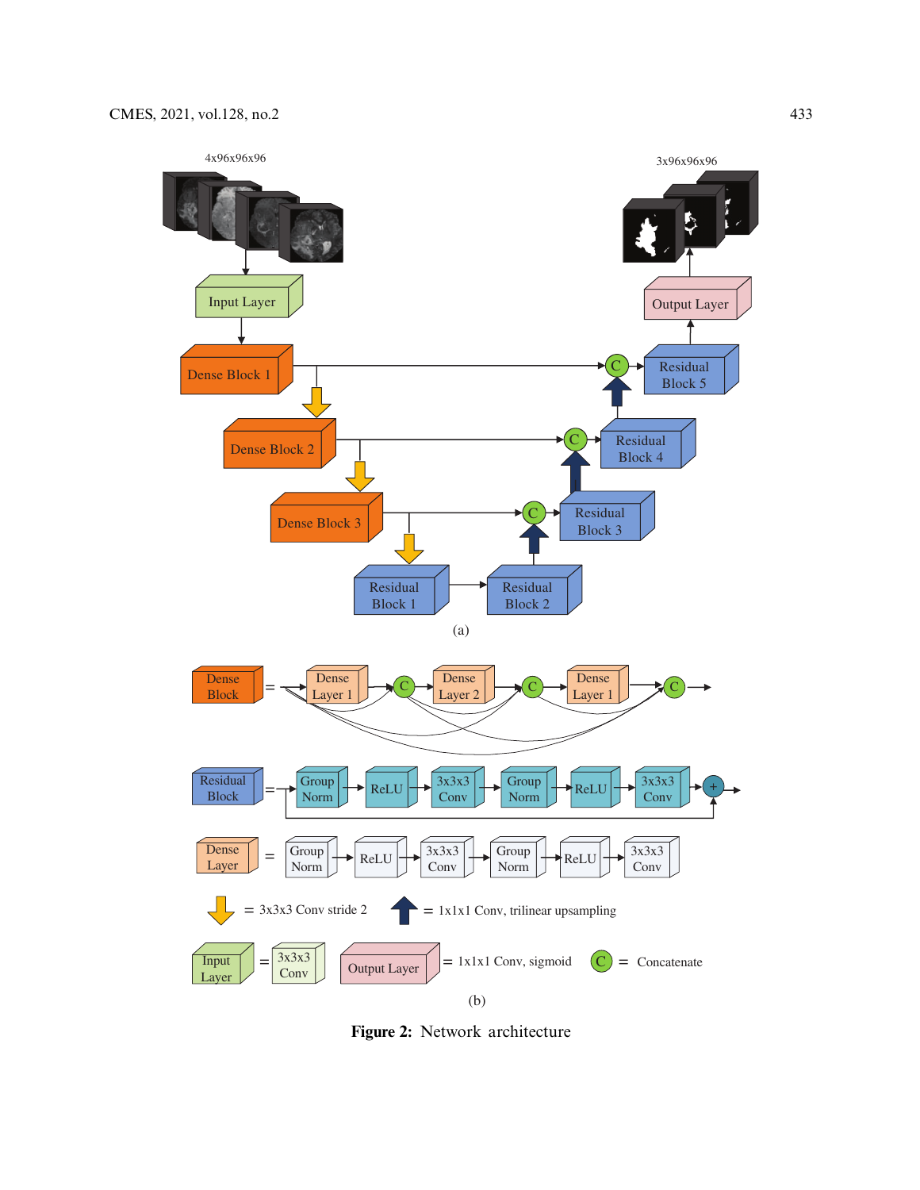Figure 2: Network architecture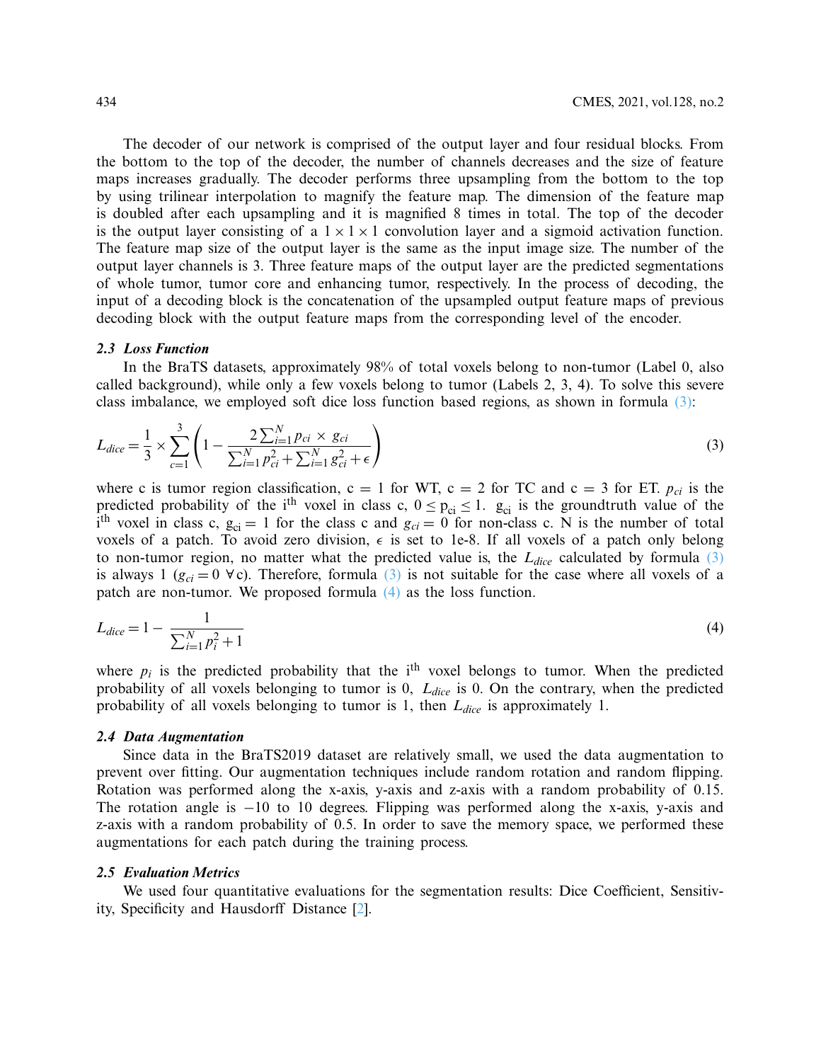The decoder of our network is comprised of the output layer and four residual blocks. From the bottom to the top of the decoder, the number of channels decreases and the size of feature maps increases gradually. The decoder performs three upsampling from the bottom to the top by using trilinear interpolation to magnify the feature map. The dimension of the feature map is doubled after each upsampling and it is magnified 8 times in total. The top of the decoder is the output layer consisting of a $1 \times 1 \times 1$ convolution layer and a sigmoid activation function. The feature map size of the output layer is the same as the input image size. The number of the output layer channels is 3. Three feature maps of the output layer are the predicted segmentations of whole tumor, tumor core and enhancing tumor, respectively. In the process of decoding, the input of a decoding block is the concatenation of the upsampled output feature maps of previous decoding block with the output feature maps from the corresponding level of the encoder.

### 2.3 Loss Function

In the BraTS datasets, approximately 98% of total voxels belong to non-tumor (Label 0, also called background), while only a few voxels belong to tumor (Labels 2, 3, 4). To solve this severe class imbalance, we employed soft dice loss function based regions, as shown in formula (3):

$$L_{dice} = \frac{1}{3} \times \sum_{c=1}^{3} \left( 1 - \frac{2 \sum_{i=1}^{N} p_{ci} \times g_{ci}}{\sum_{i=1}^{N} p_{ci}^2 + \sum_{i=1}^{N} g_{ci}^2 + \epsilon} \right) \tag{3}$$

where c is tumor region classification, c = 1 for WT, c = 2 for TC and c = 3 for ET. $p_{ci}$ is the predicted probability of the i[th] voxel in class c, $0 \le p_{ci} \le 1$. $g_{ci}$ is the groundtruth value of the i[th] voxel in class c, $g_{ci} = 1$ for the class c and $g_{ci} = 0$ for non-class c. N is the number of total voxels of a patch. To avoid zero division, $\epsilon$ is set to 1e-8. If all voxels of a patch only belong to non-tumor region, no matter what the predicted value is, the $L_{dice}$ calculated by formula (3) is always 1 ($g_{ci} = 0 \; \forall c$). Therefore, formula (3) is not suitable for the case where all voxels of a patch are non-tumor. We proposed formula (4) as the loss function.

$$L_{dice} = 1 - \frac{1}{\sum_{i=1}^{N} p_i^2 + 1} \tag{4}$$

where $p_i$ is the predicted probability that the i[th] voxel belongs to tumor. When the predicted probability of all voxels belonging to tumor is 0, $L_{dice}$ is 0. On the contrary, when the predicted probability of all voxels belonging to tumor is 1, then $L_{dice}$ is approximately 1.

### 2.4 Data Augmentation

Since data in the BraTS2019 dataset are relatively small, we used the data augmentation to prevent over fitting. Our augmentation techniques include random rotation and random flipping. Rotation was performed along the x-axis, y-axis and z-axis with a random probability of 0.15. The rotation angle is −10 to 10 degrees. Flipping was performed along the x-axis, y-axis and z-axis with a random probability of 0.5. In order to save the memory space, we performed these augmentations for each patch during the training process.

### 2.5 Evaluation Metrics

We used four quantitative evaluations for the segmentation results: Dice Coefficient, Sensitivity, Specificity and Hausdorff Distance [2].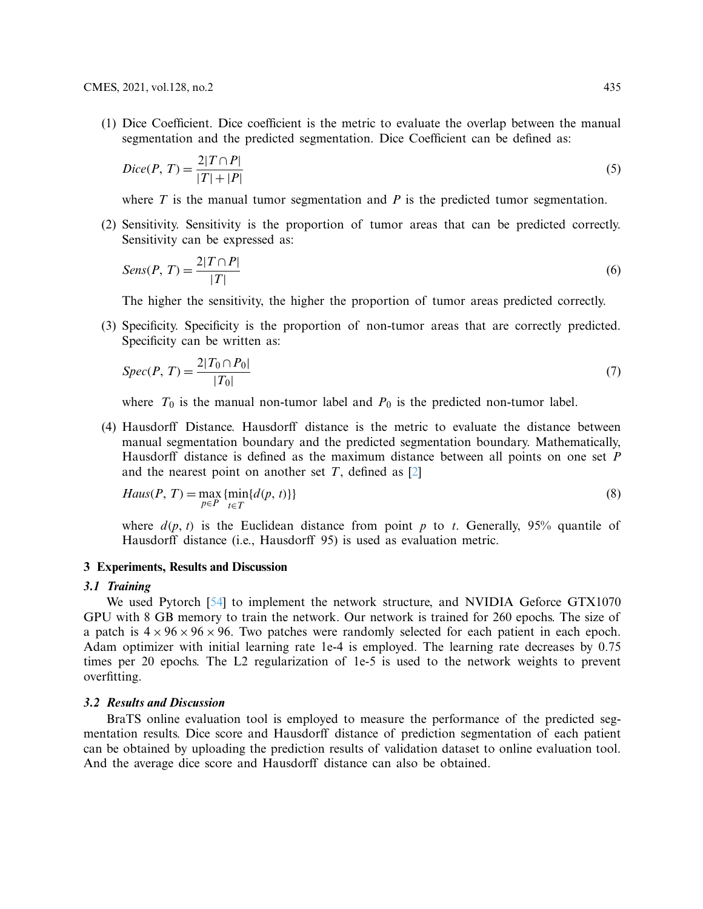(1) Dice Coefficient. Dice coefficient is the metric to evaluate the overlap between the manual segmentation and the predicted segmentation. Dice Coefficient can be defined as:

$$Dice(P, T) = \frac{2|T \cap P|}{|T| + |P|} \tag{5}$$

where $T$ is the manual tumor segmentation and $P$ is the predicted tumor segmentation.

(2) Sensitivity. Sensitivity is the proportion of tumor areas that can be predicted correctly. Sensitivity can be expressed as:

$$Sens(P, T) = \frac{2|T \cap P|}{|T|} \tag{6}$$

The higher the sensitivity, the higher the proportion of tumor areas predicted correctly.

(3) Specificity. Specificity is the proportion of non-tumor areas that are correctly predicted. Specificity can be written as:

$$Spec(P, T) = \frac{2|T_0 \cap P_0|}{|T_0|} \tag{7}$$

where $T_0$ is the manual non-tumor label and $P_0$ is the predicted non-tumor label.

(4) Hausdorff Distance. Hausdorff distance is the metric to evaluate the distance between manual segmentation boundary and the predicted segmentation boundary. Mathematically, Hausdorff distance is defined as the maximum distance between all points on one set $P$ and the nearest point on another set $T$, defined as [2]

$$Haus(P, T) = \max_{p \in P} \{\min_{t \in T}\{d(p, t)\}\} \tag{8}$$

where $d(p, t)$ is the Euclidean distance from point $p$ to $t$. Generally, 95% quantile of Hausdorff distance (i.e., Hausdorff 95) is used as evaluation metric.

## 3 Experiments, Results and Discussion

### 3.1 Training

We used Pytorch [54] to implement the network structure, and NVIDIA Geforce GTX1070 GPU with 8 GB memory to train the network. Our network is trained for 260 epochs. The size of a patch is $4 \times 96 \times 96 \times 96$. Two patches were randomly selected for each patient in each epoch. Adam optimizer with initial learning rate 1e-4 is employed. The learning rate decreases by 0.75 times per 20 epochs. The L2 regularization of 1e-5 is used to the network weights to prevent overfitting.

### 3.2 Results and Discussion

BraTS online evaluation tool is employed to measure the performance of the predicted segmentation results. Dice score and Hausdorff distance of prediction segmentation of each patient can be obtained by uploading the prediction results of validation dataset to online evaluation tool. And the average dice score and Hausdorff distance can also be obtained.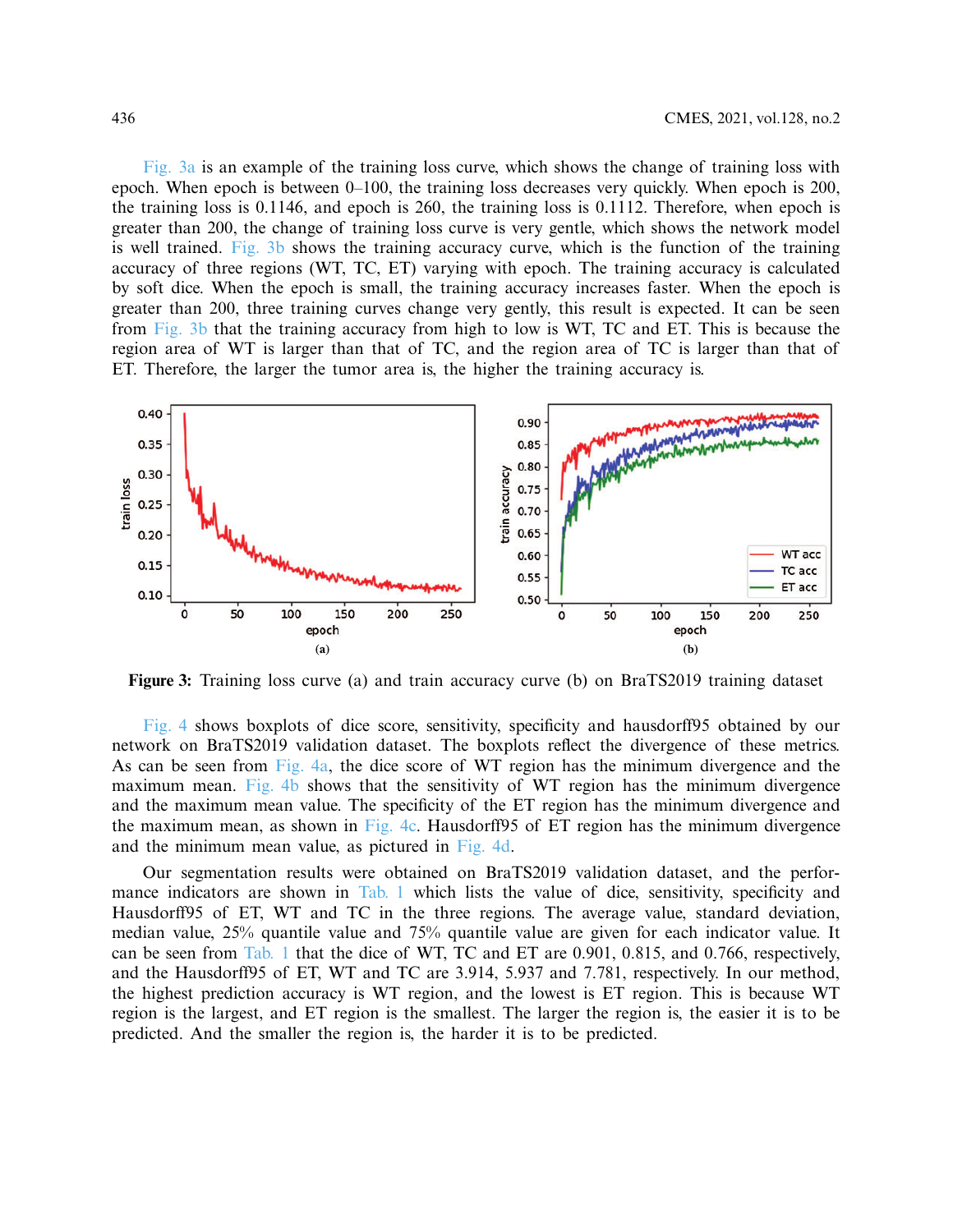Fig. 3a is an example of the training loss curve, which shows the change of training loss with epoch. When epoch is between 0–100, the training loss decreases very quickly. When epoch is 200, the training loss is 0.1146, and epoch is 260, the training loss is 0.1112. Therefore, when epoch is greater than 200, the change of training loss curve is very gentle, which shows the network model is well trained. Fig. 3b shows the training accuracy curve, which is the function of the training accuracy of three regions (WT, TC, ET) varying with epoch. The training accuracy is calculated by soft dice. When the epoch is small, the training accuracy increases faster. When the epoch is greater than 200, three training curves change very gently, this result is expected. It can be seen from Fig. 3b that the training accuracy from high to low is WT, TC and ET. This is because the region area of WT is larger than that of TC, and the region area of TC is larger than that of ET. Therefore, the larger the tumor area is, the higher the training accuracy is.

**Figure 3:** Training loss curve (a) and train accuracy curve (b) on BraTS2019 training dataset

Fig. 4 shows boxplots of dice score, sensitivity, specificity and hausdorff95 obtained by our network on BraTS2019 validation dataset. The boxplots reflect the divergence of these metrics. As can be seen from Fig. 4a, the dice score of WT region has the minimum divergence and the maximum mean. Fig. 4b shows that the sensitivity of WT region has the minimum divergence and the maximum mean value. The specificity of the ET region has the minimum divergence and the maximum mean, as shown in Fig. 4c. Hausdorff95 of ET region has the minimum divergence and the minimum mean value, as pictured in Fig. 4d.

Our segmentation results were obtained on BraTS2019 validation dataset, and the performance indicators are shown in Tab. 1 which lists the value of dice, sensitivity, specificity and Hausdorff95 of ET, WT and TC in the three regions. The average value, standard deviation, median value, 25% quantile value and 75% quantile value are given for each indicator value. It can be seen from Tab. 1 that the dice of WT, TC and ET are 0.901, 0.815, and 0.766, respectively, and the Hausdorff95 of ET, WT and TC are 3.914, 5.937 and 7.781, respectively. In our method, the highest prediction accuracy is WT region, and the lowest is ET region. This is because WT region is the largest, and ET region is the smallest. The larger the region is, the easier it is to be predicted. And the smaller the region is, the harder it is to be predicted.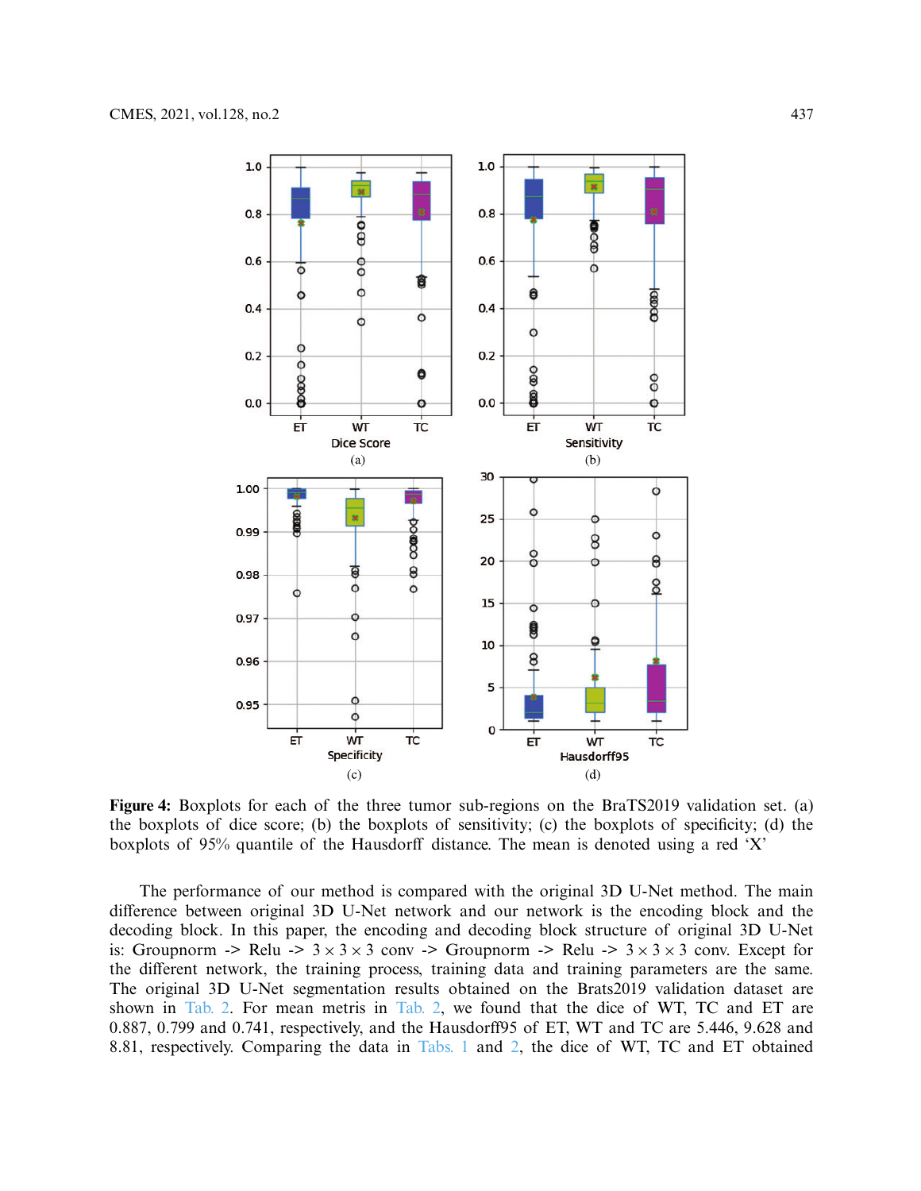**Figure 4:** Boxplots for each of the three tumor sub-regions on the BraTS2019 validation set. (a) the boxplots of dice score; (b) the boxplots of sensitivity; (c) the boxplots of specificity; (d) the boxplots of 95% quantile of the Hausdorff distance. The mean is denoted using a red 'X'

The performance of our method is compared with the original 3D U-Net method. The main difference between original 3D U-Net network and our network is the encoding block and the decoding block. In this paper, the encoding and decoding block structure of original 3D U-Net is: Groupnorm -> Relu -> $3 \times 3 \times 3$ conv -> Groupnorm -> Relu -> $3 \times 3 \times 3$ conv. Except for the different network, the training process, training data and training parameters are the same. The original 3D U-Net segmentation results obtained on the Brats2019 validation dataset are shown in Tab. 2. For mean metris in Tab. 2, we found that the dice of WT, TC and ET are 0.887, 0.799 and 0.741, respectively, and the Hausdorff95 of ET, WT and TC are 5.446, 9.628 and 8.81, respectively. Comparing the data in Tabs. 1 and 2, the dice of WT, TC and ET obtained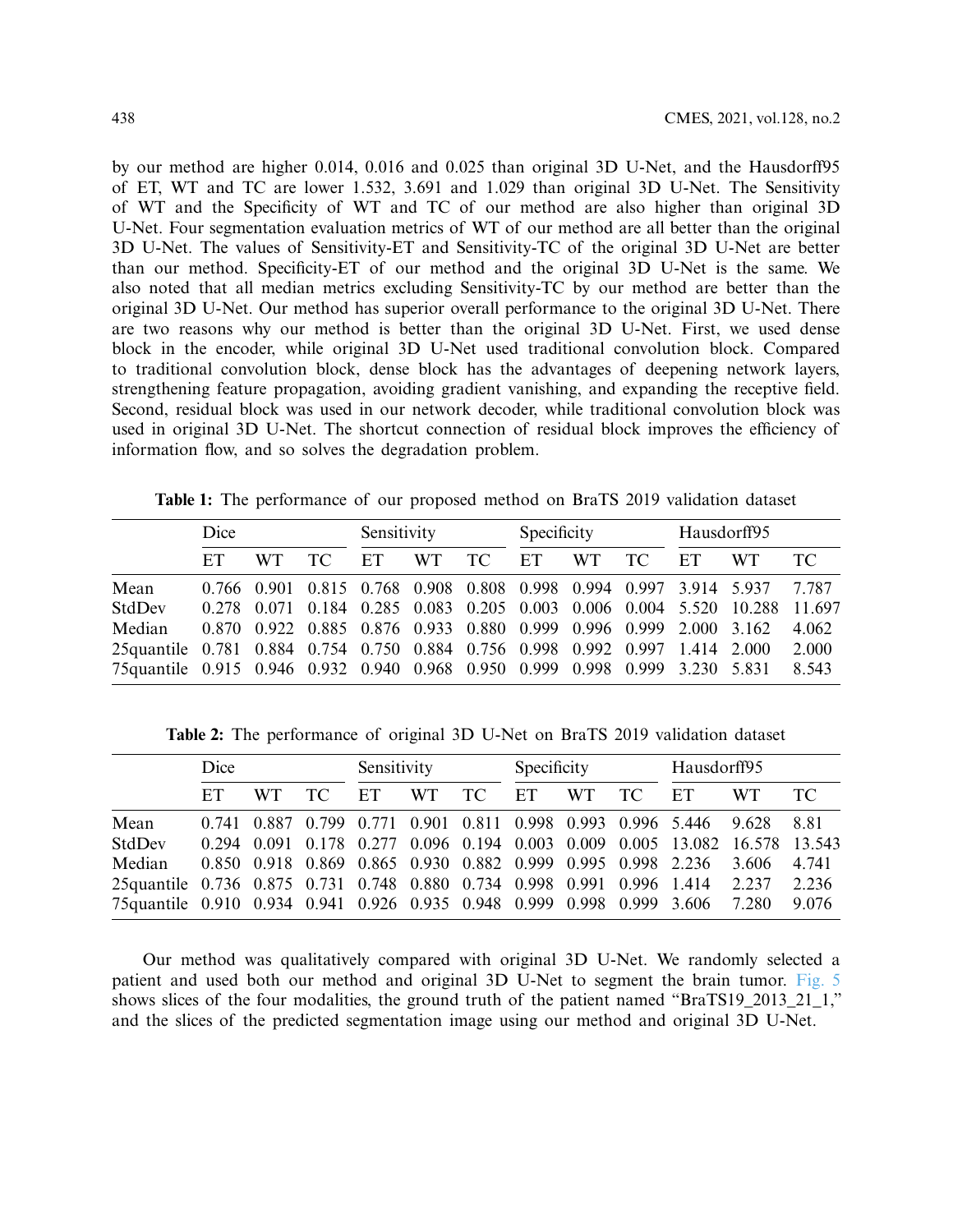by our method are higher 0.014, 0.016 and 0.025 than original 3D U-Net, and the Hausdorff95 of ET, WT and TC are lower 1.532, 3.691 and 1.029 than original 3D U-Net. The Sensitivity of WT and the Specificity of WT and TC of our method are also higher than original 3D U-Net. Four segmentation evaluation metrics of WT of our method are all better than the original 3D U-Net. The values of Sensitivity-ET and Sensitivity-TC of the original 3D U-Net are better than our method. Specificity-ET of our method and the original 3D U-Net is the same. We also noted that all median metrics excluding Sensitivity-TC by our method are better than the original 3D U-Net. Our method has superior overall performance to the original 3D U-Net. There are two reasons why our method is better than the original 3D U-Net. First, we used dense block in the encoder, while original 3D U-Net used traditional convolution block. Compared to traditional convolution block, dense block has the advantages of deepening network layers, strengthening feature propagation, avoiding gradient vanishing, and expanding the receptive field. Second, residual block was used in our network decoder, while traditional convolution block was used in original 3D U-Net. The shortcut connection of residual block improves the efficiency of information flow, and so solves the degradation problem.

**Table 1:** The performance of our proposed method on BraTS 2019 validation dataset

| | Dice | | | Sensitivity | | | Specificity | | | Hausdorff95 | | |
|---|---|---|---|---|---|---|---|---|---|---|---|---|
| | ET | WT | TC | ET | WT | TC | ET | WT | TC | ET | WT | TC |
| Mean | 0.766 | 0.901 | 0.815 | 0.768 | 0.908 | 0.808 | 0.998 | 0.994 | 0.997 | 3.914 | 5.937 | 7.787 |
| StdDev | 0.278 | 0.071 | 0.184 | 0.285 | 0.083 | 0.205 | 0.003 | 0.006 | 0.004 | 5.520 | 10.288 | 11.697 |
| Median | 0.870 | 0.922 | 0.885 | 0.876 | 0.933 | 0.880 | 0.999 | 0.996 | 0.999 | 2.000 | 3.162 | 4.062 |
| 25quantile | 0.781 | 0.884 | 0.754 | 0.750 | 0.884 | 0.756 | 0.998 | 0.992 | 0.997 | 1.414 | 2.000 | 2.000 |
| 75quantile | 0.915 | 0.946 | 0.932 | 0.940 | 0.968 | 0.950 | 0.999 | 0.998 | 0.999 | 3.230 | 5.831 | 8.543 |

**Table 2:** The performance of original 3D U-Net on BraTS 2019 validation dataset

| | Dice | | | Sensitivity | | | Specificity | | | Hausdorff95 | | |
|---|---|---|---|---|---|---|---|---|---|---|---|---|
| | ET | WT | TC | ET | WT | TC | ET | WT | TC | ET | WT | TC |
| Mean | 0.741 | 0.887 | 0.799 | 0.771 | 0.901 | 0.811 | 0.998 | 0.993 | 0.996 | 5.446 | 9.628 | 8.81 |
| StdDev | 0.294 | 0.091 | 0.178 | 0.277 | 0.096 | 0.194 | 0.003 | 0.009 | 0.005 | 13.082 | 16.578 | 13.543 |
| Median | 0.850 | 0.918 | 0.869 | 0.865 | 0.930 | 0.882 | 0.999 | 0.995 | 0.998 | 2.236 | 3.606 | 4.741 |
| 25quantile | 0.736 | 0.875 | 0.731 | 0.748 | 0.880 | 0.734 | 0.998 | 0.991 | 0.996 | 1.414 | 2.237 | 2.236 |
| 75quantile | 0.910 | 0.934 | 0.941 | 0.926 | 0.935 | 0.948 | 0.999 | 0.998 | 0.999 | 3.606 | 7.280 | 9.076 |

Our method was qualitatively compared with original 3D U-Net. We randomly selected a patient and used both our method and original 3D U-Net to segment the brain tumor. Fig. 5 shows slices of the four modalities, the ground truth of the patient named "BraTS19_2013_21_1," and the slices of the predicted segmentation image using our method and original 3D U-Net.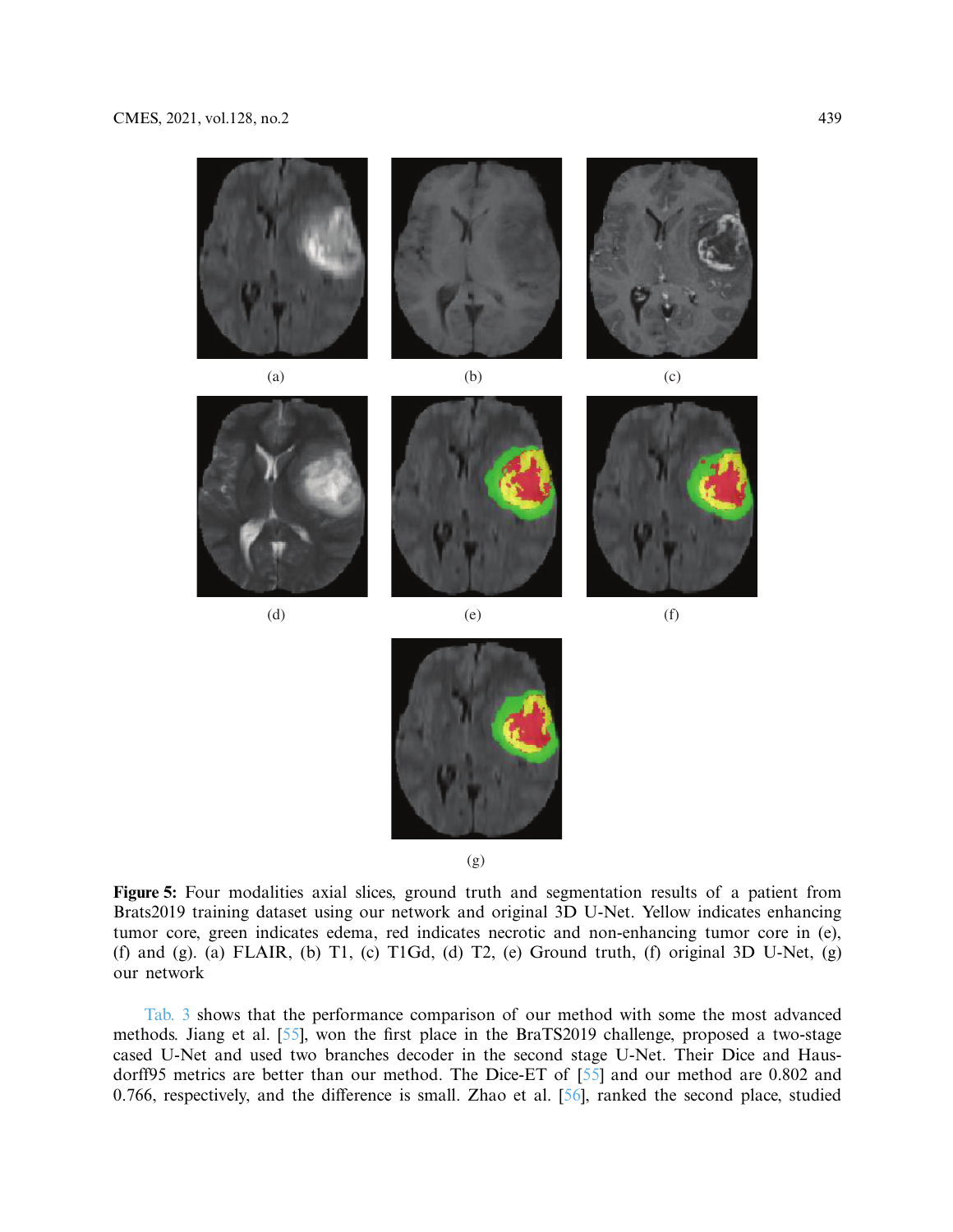(a) (b) (c)

(d) (e) (f)

(g)

**Figure 5:** Four modalities axial slices, ground truth and segmentation results of a patient from Brats2019 training dataset using our network and original 3D U-Net. Yellow indicates enhancing tumor core, green indicates edema, red indicates necrotic and non-enhancing tumor core in (e), (f) and (g). (a) FLAIR, (b) T1, (c) T1Gd, (d) T2, (e) Ground truth, (f) original 3D U-Net, (g) our network

Tab. 3 shows that the performance comparison of our method with some the most advanced methods. Jiang et al. [55], won the first place in the BraTS2019 challenge, proposed a two-stage cased U-Net and used two branches decoder in the second stage U-Net. Their Dice and Hausdorff95 metrics are better than our method. The Dice-ET of [55] and our method are 0.802 and 0.766, respectively, and the difference is small. Zhao et al. [56], ranked the second place, studied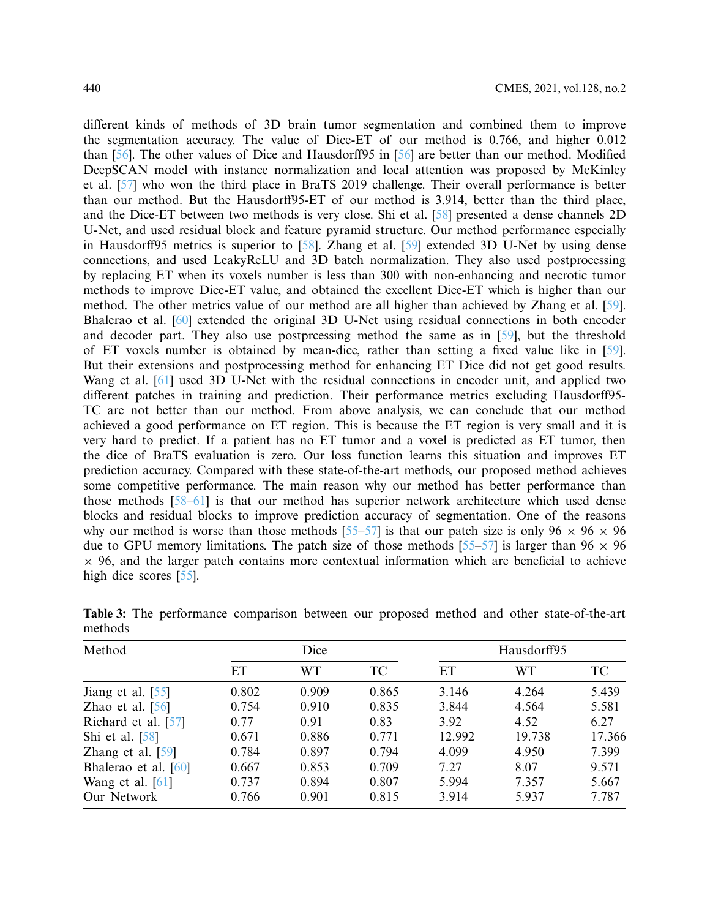different kinds of methods of 3D brain tumor segmentation and combined them to improve the segmentation accuracy. The value of Dice-ET of our method is 0.766, and higher 0.012 than [56]. The other values of Dice and Hausdorff95 in [56] are better than our method. Modified DeepSCAN model with instance normalization and local attention was proposed by McKinley et al. [57] who won the third place in BraTS 2019 challenge. Their overall performance is better than our method. But the Hausdorff95-ET of our method is 3.914, better than the third place, and the Dice-ET between two methods is very close. Shi et al. [58] presented a dense channels 2D U-Net, and used residual block and feature pyramid structure. Our method performance especially in Hausdorff95 metrics is superior to [58]. Zhang et al. [59] extended 3D U-Net by using dense connections, and used LeakyReLU and 3D batch normalization. They also used postprocessing by replacing ET when its voxels number is less than 300 with non-enhancing and necrotic tumor methods to improve Dice-ET value, and obtained the excellent Dice-ET which is higher than our method. The other metrics value of our method are all higher than achieved by Zhang et al. [59]. Bhalerao et al. [60] extended the original 3D U-Net using residual connections in both encoder and decoder part. They also use postprcessing method the same as in [59], but the threshold of ET voxels number is obtained by mean-dice, rather than setting a fixed value like in [59]. But their extensions and postprocessing method for enhancing ET Dice did not get good results. Wang et al. [61] used 3D U-Net with the residual connections in encoder unit, and applied two different patches in training and prediction. Their performance metrics excluding Hausdorff95-TC are not better than our method. From above analysis, we can conclude that our method achieved a good performance on ET region. This is because the ET region is very small and it is very hard to predict. If a patient has no ET tumor and a voxel is predicted as ET tumor, then the dice of BraTS evaluation is zero. Our loss function learns this situation and improves ET prediction accuracy. Compared with these state-of-the-art methods, our proposed method achieves some competitive performance. The main reason why our method has better performance than those methods [58–61] is that our method has superior network architecture which used dense blocks and residual blocks to improve prediction accuracy of segmentation. One of the reasons why our method is worse than those methods [55–57] is that our patch size is only 96 × 96 × 96 due to GPU memory limitations. The patch size of those methods [55–57] is larger than 96 × 96 × 96, and the larger patch contains more contextual information which are beneficial to achieve high dice scores [55].

**Table 3:** The performance comparison between our proposed method and other state-of-the-art methods

| Method | Dice | | | Hausdorff95 | | |
|---|---|---|---|---|---|---|
| | ET | WT | TC | ET | WT | TC |
| Jiang et al. [55] | 0.802 | 0.909 | 0.865 | 3.146 | 4.264 | 5.439 |
| Zhao et al. [56] | 0.754 | 0.910 | 0.835 | 3.844 | 4.564 | 5.581 |
| Richard et al. [57] | 0.77 | 0.91 | 0.83 | 3.92 | 4.52 | 6.27 |
| Shi et al. [58] | 0.671 | 0.886 | 0.771 | 12.992 | 19.738 | 17.366 |
| Zhang et al. [59] | 0.784 | 0.897 | 0.794 | 4.099 | 4.950 | 7.399 |
| Bhalerao et al. [60] | 0.667 | 0.853 | 0.709 | 7.27 | 8.07 | 9.571 |
| Wang et al. [61] | 0.737 | 0.894 | 0.807 | 5.994 | 7.357 | 5.667 |
| Our Network | 0.766 | 0.901 | 0.815 | 3.914 | 5.937 | 7.787 |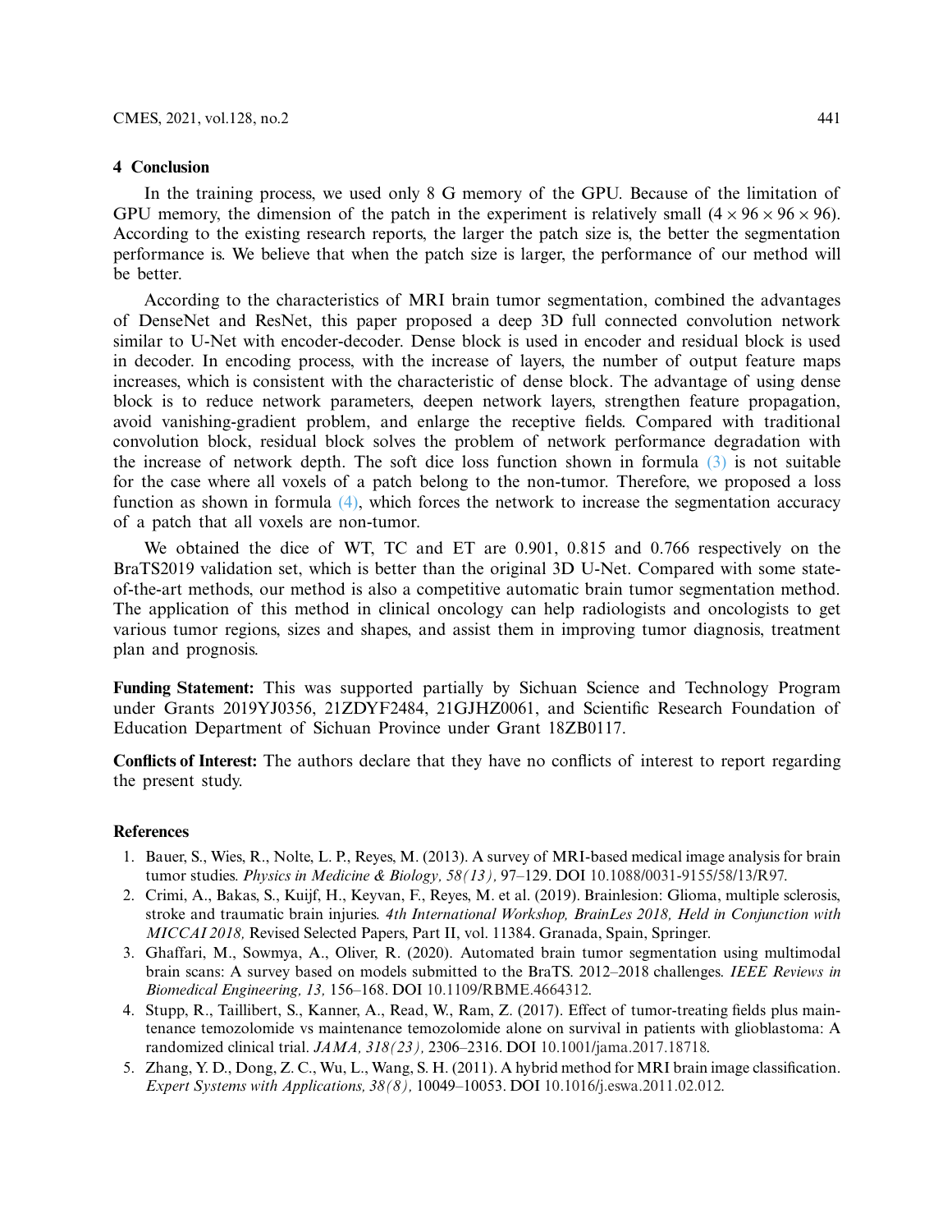## 4 Conclusion

In the training process, we used only 8 G memory of the GPU. Because of the limitation of GPU memory, the dimension of the patch in the experiment is relatively small ($4 \times 96 \times 96 \times 96$). According to the existing research reports, the larger the patch size is, the better the segmentation performance is. We believe that when the patch size is larger, the performance of our method will be better.

According to the characteristics of MRI brain tumor segmentation, combined the advantages of DenseNet and ResNet, this paper proposed a deep 3D full connected convolution network similar to U-Net with encoder-decoder. Dense block is used in encoder and residual block is used in decoder. In encoding process, with the increase of layers, the number of output feature maps increases, which is consistent with the characteristic of dense block. The advantage of using dense block is to reduce network parameters, deepen network layers, strengthen feature propagation, avoid vanishing-gradient problem, and enlarge the receptive fields. Compared with traditional convolution block, residual block solves the problem of network performance degradation with the increase of network depth. The soft dice loss function shown in formula (3) is not suitable for the case where all voxels of a patch belong to the non-tumor. Therefore, we proposed a loss function as shown in formula (4), which forces the network to increase the segmentation accuracy of a patch that all voxels are non-tumor.

We obtained the dice of WT, TC and ET are 0.901, 0.815 and 0.766 respectively on the BraTS2019 validation set, which is better than the original 3D U-Net. Compared with some state-of-the-art methods, our method is also a competitive automatic brain tumor segmentation method. The application of this method in clinical oncology can help radiologists and oncologists to get various tumor regions, sizes and shapes, and assist them in improving tumor diagnosis, treatment plan and prognosis.

**Funding Statement:** This was supported partially by Sichuan Science and Technology Program under Grants 2019YJ0356, 21ZDYF2484, 21GJHZ0061, and Scientific Research Foundation of Education Department of Sichuan Province under Grant 18ZB0117.

**Conflicts of Interest:** The authors declare that they have no conflicts of interest to report regarding the present study.

## References

1. Bauer, S., Wies, R., Nolte, L. P., Reyes, M. (2013). A survey of MRI-based medical image analysis for brain tumor studies. *Physics in Medicine & Biology, 58(13),* 97–129. DOI 10.1088/0031-9155/58/13/R97.
2. Crimi, A., Bakas, S., Kuijf, H., Keyvan, F., Reyes, M. et al. (2019). Brainlesion: Glioma, multiple sclerosis, stroke and traumatic brain injuries. *4th International Workshop, BrainLes 2018, Held in Conjunction with MICCAI 2018,* Revised Selected Papers, Part II, vol. 11384. Granada, Spain, Springer.
3. Ghaffari, M., Sowmya, A., Oliver, R. (2020). Automated brain tumor segmentation using multimodal brain scans: A survey based on models submitted to the BraTS. 2012–2018 challenges. *IEEE Reviews in Biomedical Engineering, 13,* 156–168. DOI 10.1109/RBME.4664312.
4. Stupp, R., Taillibert, S., Kanner, A., Read, W., Ram, Z. (2017). Effect of tumor-treating fields plus maintenance temozolomide vs maintenance temozolomide alone on survival in patients with glioblastoma: A randomized clinical trial. *JAMA, 318(23),* 2306–2316. DOI 10.1001/jama.2017.18718.
5. Zhang, Y. D., Dong, Z. C., Wu, L., Wang, S. H. (2011). A hybrid method for MRI brain image classification. *Expert Systems with Applications, 38(8),* 10049–10053. DOI 10.1016/j.eswa.2011.02.012.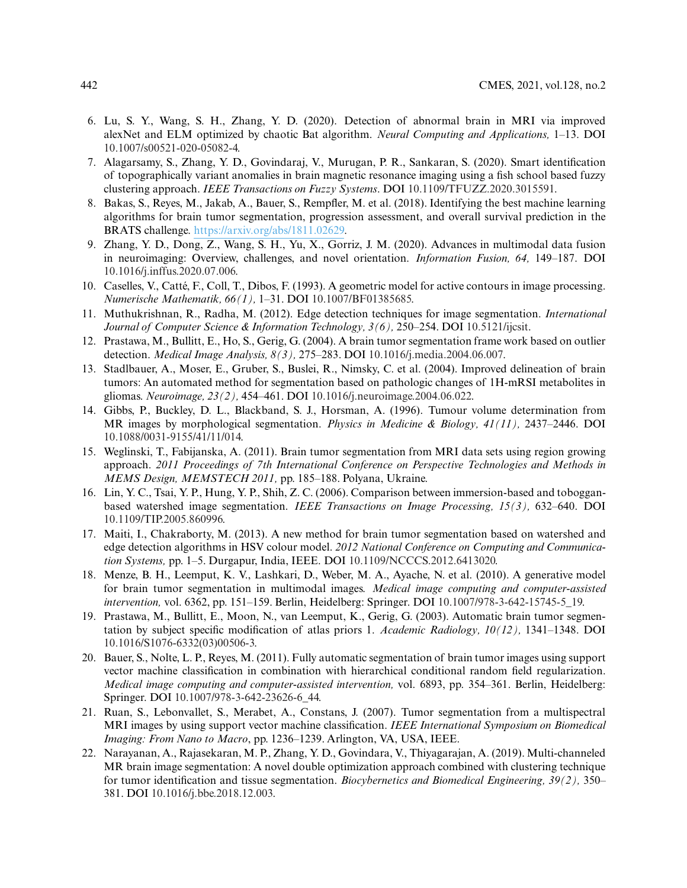6. Lu, S. Y., Wang, S. H., Zhang, Y. D. (2020). Detection of abnormal brain in MRI via improved alexNet and ELM optimized by chaotic Bat algorithm. *Neural Computing and Applications,* 1–13. DOI 10.1007/s00521-020-05082-4.
7. Alagarsamy, S., Zhang, Y. D., Govindaraj, V., Murugan, P. R., Sankaran, S. (2020). Smart identification of topographically variant anomalies in brain magnetic resonance imaging using a fish school based fuzzy clustering approach. *IEEE Transactions on Fuzzy Systems*. DOI 10.1109/TFUZZ.2020.3015591.
8. Bakas, S., Reyes, M., Jakab, A., Bauer, S., Rempfler, M. et al. (2018). Identifying the best machine learning algorithms for brain tumor segmentation, progression assessment, and overall survival prediction in the BRATS challenge. https://arxiv.org/abs/1811.02629.
9. Zhang, Y. D., Dong, Z., Wang, S. H., Yu, X., Gorriz, J. M. (2020). Advances in multimodal data fusion in neuroimaging: Overview, challenges, and novel orientation. *Information Fusion, 64,* 149–187. DOI 10.1016/j.inffus.2020.07.006.
10. Caselles, V., Catté, F., Coll, T., Dibos, F. (1993). A geometric model for active contours in image processing. *Numerische Mathematik, 66(1),* 1–31. DOI 10.1007/BF01385685.
11. Muthukrishnan, R., Radha, M. (2012). Edge detection techniques for image segmentation. *International Journal of Computer Science & Information Technology, 3(6),* 250–254. DOI 10.5121/ijcsit.
12. Prastawa, M., Bullitt, E., Ho, S., Gerig, G. (2004). A brain tumor segmentation frame work based on outlier detection. *Medical Image Analysis, 8(3),* 275–283. DOI 10.1016/j.media.2004.06.007.
13. Stadlbauer, A., Moser, E., Gruber, S., Buslei, R., Nimsky, C. et al. (2004). Improved delineation of brain tumors: An automated method for segmentation based on pathologic changes of 1H-mRSI metabolites in gliomas. *Neuroimage, 23(2),* 454–461. DOI 10.1016/j.neuroimage.2004.06.022.
14. Gibbs, P., Buckley, D. L., Blackband, S. J., Horsman, A. (1996). Tumour volume determination from MR images by morphological segmentation. *Physics in Medicine & Biology, 41(11),* 2437–2446. DOI 10.1088/0031-9155/41/11/014.
15. Weglinski, T., Fabijanska, A. (2011). Brain tumor segmentation from MRI data sets using region growing approach. *2011 Proceedings of 7th International Conference on Perspective Technologies and Methods in MEMS Design, MEMSTECH 2011,* pp. 185–188. Polyana, Ukraine.
16. Lin, Y. C., Tsai, Y. P., Hung, Y. P., Shih, Z. C. (2006). Comparison between immersion-based and toboggan-based watershed image segmentation. *IEEE Transactions on Image Processing, 15(3),* 632–640. DOI 10.1109/TIP.2005.860996.
17. Maiti, I., Chakraborty, M. (2013). A new method for brain tumor segmentation based on watershed and edge detection algorithms in HSV colour model. *2012 National Conference on Computing and Communication Systems,* pp. 1–5. Durgapur, India, IEEE. DOI 10.1109/NCCCS.2012.6413020.
18. Menze, B. H., Leemput, K. V., Lashkari, D., Weber, M. A., Ayache, N. et al. (2010). A generative model for brain tumor segmentation in multimodal images. *Medical image computing and computer-assisted intervention,* vol. 6362, pp. 151–159. Berlin, Heidelberg: Springer. DOI 10.1007/978-3-642-15745-5_19.
19. Prastawa, M., Bullitt, E., Moon, N., van Leemput, K., Gerig, G. (2003). Automatic brain tumor segmentation by subject specific modification of atlas priors 1. *Academic Radiology, 10(12),* 1341–1348. DOI 10.1016/S1076-6332(03)00506-3.
20. Bauer, S., Nolte, L. P., Reyes, M. (2011). Fully automatic segmentation of brain tumor images using support vector machine classification in combination with hierarchical conditional random field regularization. *Medical image computing and computer-assisted intervention,* vol. 6893, pp. 354–361. Berlin, Heidelberg: Springer. DOI 10.1007/978-3-642-23626-6_44.
21. Ruan, S., Lebonvallet, S., Merabet, A., Constans, J. (2007). Tumor segmentation from a multispectral MRI images by using support vector machine classification. *IEEE International Symposium on Biomedical Imaging: From Nano to Macro*, pp. 1236–1239. Arlington, VA, USA, IEEE.
22. Narayanan, A., Rajasekaran, M. P., Zhang, Y. D., Govindara, V., Thiyagarajan, A. (2019). Multi-channeled MR brain image segmentation: A novel double optimization approach combined with clustering technique for tumor identification and tissue segmentation. *Biocybernetics and Biomedical Engineering, 39(2),* 350–381. DOI 10.1016/j.bbe.2018.12.003.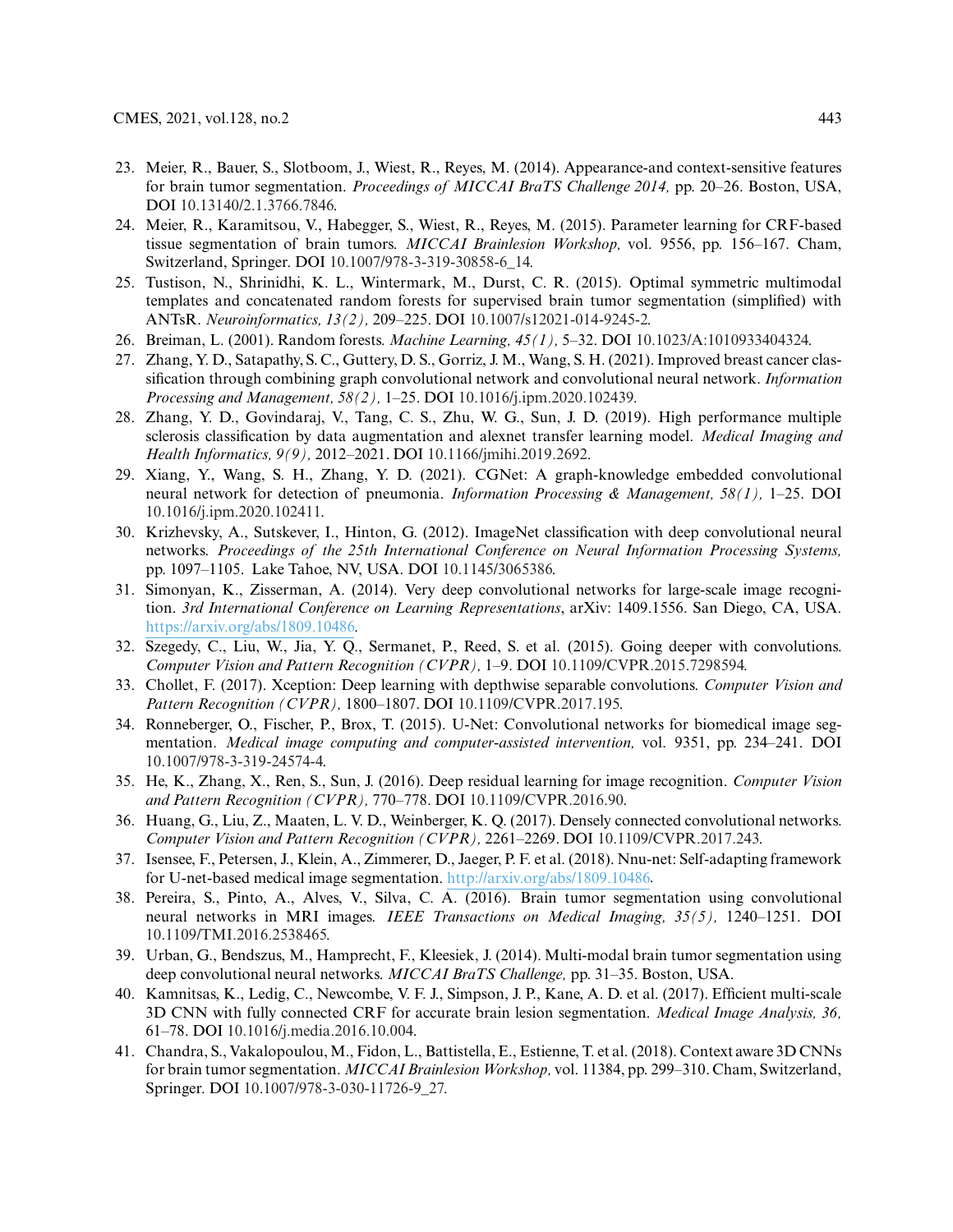23. Meier, R., Bauer, S., Slotboom, J., Wiest, R., Reyes, M. (2014). Appearance-and context-sensitive features for brain tumor segmentation. *Proceedings of MICCAI BraTS Challenge 2014,* pp. 20–26. Boston, USA, DOI 10.13140/2.1.3766.7846.
24. Meier, R., Karamitsou, V., Habegger, S., Wiest, R., Reyes, M. (2015). Parameter learning for CRF-based tissue segmentation of brain tumors. *MICCAI Brainlesion Workshop,* vol. 9556, pp. 156–167. Cham, Switzerland, Springer. DOI 10.1007/978-3-319-30858-6_14.
25. Tustison, N., Shrinidhi, K. L., Wintermark, M., Durst, C. R. (2015). Optimal symmetric multimodal templates and concatenated random forests for supervised brain tumor segmentation (simplified) with ANTsR. *Neuroinformatics, 13(2),* 209–225. DOI 10.1007/s12021-014-9245-2.
26. Breiman, L. (2001). Random forests. *Machine Learning, 45(1),* 5–32. DOI 10.1023/A:1010933404324.
27. Zhang, Y. D., Satapathy, S. C., Guttery, D. S., Gorriz, J. M., Wang, S. H. (2021). Improved breast cancer classification through combining graph convolutional network and convolutional neural network. *Information Processing and Management, 58(2),* 1–25. DOI 10.1016/j.ipm.2020.102439.
28. Zhang, Y. D., Govindaraj, V., Tang, C. S., Zhu, W. G., Sun, J. D. (2019). High performance multiple sclerosis classification by data augmentation and alexnet transfer learning model. *Medical Imaging and Health Informatics, 9(9),* 2012–2021. DOI 10.1166/jmihi.2019.2692.
29. Xiang, Y., Wang, S. H., Zhang, Y. D. (2021). CGNet: A graph-knowledge embedded convolutional neural network for detection of pneumonia. *Information Processing & Management, 58(1),* 1–25. DOI 10.1016/j.ipm.2020.102411.
30. Krizhevsky, A., Sutskever, I., Hinton, G. (2012). ImageNet classification with deep convolutional neural networks. *Proceedings of the 25th International Conference on Neural Information Processing Systems,* pp. 1097–1105. Lake Tahoe, NV, USA. DOI 10.1145/3065386.
31. Simonyan, K., Zisserman, A. (2014). Very deep convolutional networks for large-scale image recognition. *3rd International Conference on Learning Representations*, arXiv: 1409.1556. San Diego, CA, USA. https://arxiv.org/abs/1809.10486.
32. Szegedy, C., Liu, W., Jia, Y. Q., Sermanet, P., Reed, S. et al. (2015). Going deeper with convolutions. *Computer Vision and Pattern Recognition (CVPR),* 1–9. DOI 10.1109/CVPR.2015.7298594.
33. Chollet, F. (2017). Xception: Deep learning with depthwise separable convolutions. *Computer Vision and Pattern Recognition (CVPR),* 1800–1807. DOI 10.1109/CVPR.2017.195.
34. Ronneberger, O., Fischer, P., Brox, T. (2015). U-Net: Convolutional networks for biomedical image segmentation. *Medical image computing and computer-assisted intervention,* vol. 9351, pp. 234–241. DOI 10.1007/978-3-319-24574-4.
35. He, K., Zhang, X., Ren, S., Sun, J. (2016). Deep residual learning for image recognition. *Computer Vision and Pattern Recognition (CVPR),* 770–778. DOI 10.1109/CVPR.2016.90.
36. Huang, G., Liu, Z., Maaten, L. V. D., Weinberger, K. Q. (2017). Densely connected convolutional networks. *Computer Vision and Pattern Recognition (CVPR),* 2261–2269. DOI 10.1109/CVPR.2017.243.
37. Isensee, F., Petersen, J., Klein, A., Zimmerer, D., Jaeger, P. F. et al. (2018). Nnu-net: Self-adapting framework for U-net-based medical image segmentation. http://arxiv.org/abs/1809.10486.
38. Pereira, S., Pinto, A., Alves, V., Silva, C. A. (2016). Brain tumor segmentation using convolutional neural networks in MRI images. *IEEE Transactions on Medical Imaging, 35(5),* 1240–1251. DOI 10.1109/TMI.2016.2538465.
39. Urban, G., Bendszus, M., Hamprecht, F., Kleesiek, J. (2014). Multi-modal brain tumor segmentation using deep convolutional neural networks. *MICCAI BraTS Challenge,* pp. 31–35. Boston, USA.
40. Kamnitsas, K., Ledig, C., Newcombe, V. F. J., Simpson, J. P., Kane, A. D. et al. (2017). Efficient multi-scale 3D CNN with fully connected CRF for accurate brain lesion segmentation. *Medical Image Analysis, 36,* 61–78. DOI 10.1016/j.media.2016.10.004.
41. Chandra, S., Vakalopoulou, M., Fidon, L., Battistella, E., Estienne, T. et al. (2018). Context aware 3D CNNs for brain tumor segmentation. *MICCAI Brainlesion Workshop,* vol. 11384, pp. 299–310. Cham, Switzerland, Springer. DOI 10.1007/978-3-030-11726-9_27.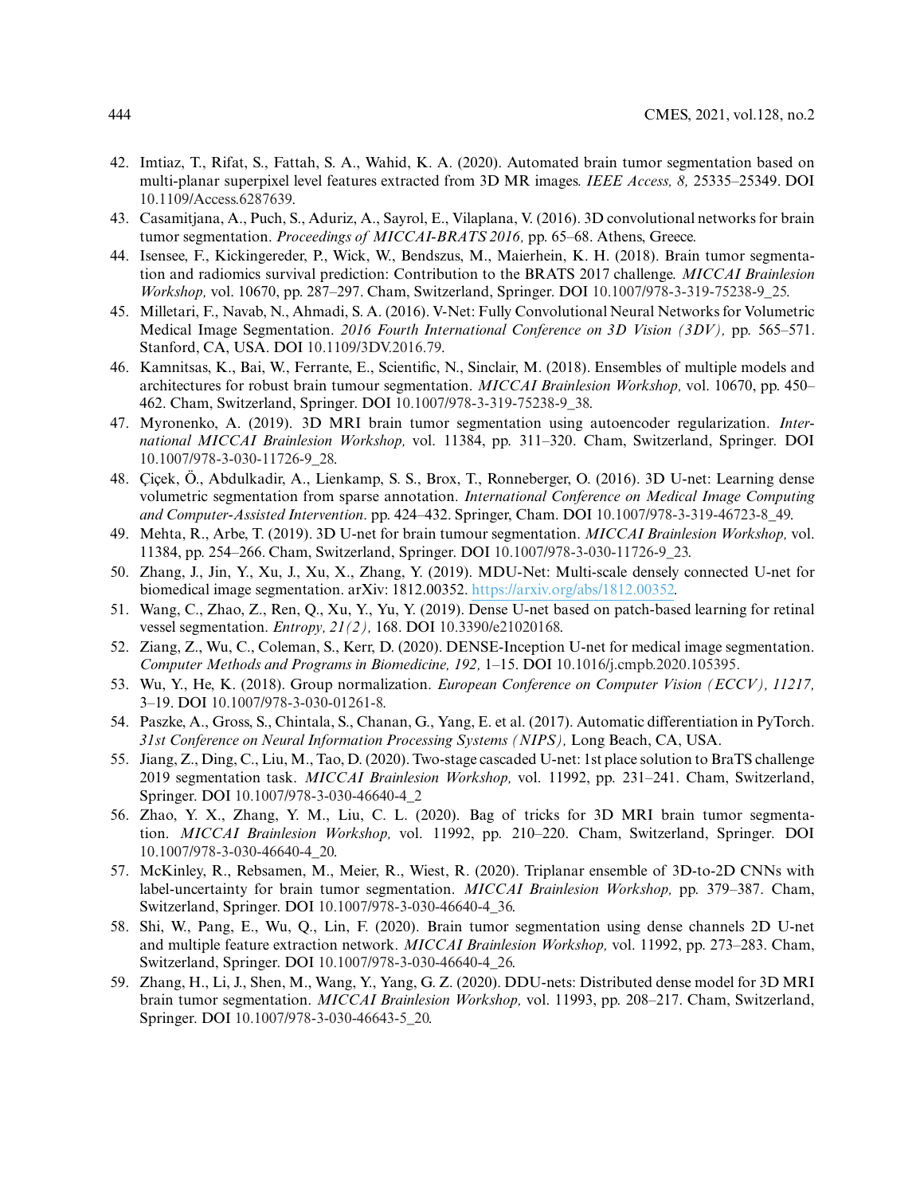42. Imtiaz, T., Rifat, S., Fattah, S. A., Wahid, K. A. (2020). Automated brain tumor segmentation based on multi-planar superpixel level features extracted from 3D MR images. *IEEE Access, 8,* 25335–25349. DOI 10.1109/Access.6287639.
43. Casamitjana, A., Puch, S., Aduriz, A., Sayrol, E., Vilaplana, V. (2016). 3D convolutional networks for brain tumor segmentation. *Proceedings of MICCAI-BRATS 2016,* pp. 65–68. Athens, Greece.
44. Isensee, F., Kickingereder, P., Wick, W., Bendszus, M., Maierhein, K. H. (2018). Brain tumor segmentation and radiomics survival prediction: Contribution to the BRATS 2017 challenge. *MICCAI Brainlesion Workshop,* vol. 10670, pp. 287–297. Cham, Switzerland, Springer. DOI 10.1007/978-3-319-75238-9_25.
45. Milletari, F., Navab, N., Ahmadi, S. A. (2016). V-Net: Fully Convolutional Neural Networks for Volumetric Medical Image Segmentation. *2016 Fourth International Conference on 3D Vision (3DV),* pp. 565–571. Stanford, CA, USA. DOI 10.1109/3DV.2016.79.
46. Kamnitsas, K., Bai, W., Ferrante, E., Scientific, N., Sinclair, M. (2018). Ensembles of multiple models and architectures for robust brain tumour segmentation. *MICCAI Brainlesion Workshop,* vol. 10670, pp. 450–462. Cham, Switzerland, Springer. DOI 10.1007/978-3-319-75238-9_38.
47. Myronenko, A. (2019). 3D MRI brain tumor segmentation using autoencoder regularization. *International MICCAI Brainlesion Workshop,* vol. 11384, pp. 311–320. Cham, Switzerland, Springer. DOI 10.1007/978-3-030-11726-9_28.
48. Çiçek, Ö., Abdulkadir, A., Lienkamp, S. S., Brox, T., Ronneberger, O. (2016). 3D U-net: Learning dense volumetric segmentation from sparse annotation. *International Conference on Medical Image Computing and Computer-Assisted Intervention*. pp. 424–432. Springer, Cham. DOI 10.1007/978-3-319-46723-8_49.
49. Mehta, R., Arbe, T. (2019). 3D U-net for brain tumour segmentation. *MICCAI Brainlesion Workshop,* vol. 11384, pp. 254–266. Cham, Switzerland, Springer. DOI 10.1007/978-3-030-11726-9_23.
50. Zhang, J., Jin, Y., Xu, J., Xu, X., Zhang, Y. (2019). MDU-Net: Multi-scale densely connected U-net for biomedical image segmentation. arXiv: 1812.00352. https://arxiv.org/abs/1812.00352.
51. Wang, C., Zhao, Z., Ren, Q., Xu, Y., Yu, Y. (2019). Dense U-net based on patch-based learning for retinal vessel segmentation. *Entropy, 21(2),* 168. DOI 10.3390/e21020168.
52. Ziang, Z., Wu, C., Coleman, S., Kerr, D. (2020). DENSE-Inception U-net for medical image segmentation. *Computer Methods and Programs in Biomedicine, 192,* 1–15. DOI 10.1016/j.cmpb.2020.105395.
53. Wu, Y., He, K. (2018). Group normalization. *European Conference on Computer Vision (ECCV), 11217,* 3–19. DOI 10.1007/978-3-030-01261-8.
54. Paszke, A., Gross, S., Chintala, S., Chanan, G., Yang, E. et al. (2017). Automatic differentiation in PyTorch. *31st Conference on Neural Information Processing Systems (NIPS),* Long Beach, CA, USA.
55. Jiang, Z., Ding, C., Liu, M., Tao, D. (2020). Two-stage cascaded U-net: 1st place solution to BraTS challenge 2019 segmentation task. *MICCAI Brainlesion Workshop,* vol. 11992, pp. 231–241. Cham, Switzerland, Springer. DOI 10.1007/978-3-030-46640-4_2
56. Zhao, Y. X., Zhang, Y. M., Liu, C. L. (2020). Bag of tricks for 3D MRI brain tumor segmentation. *MICCAI Brainlesion Workshop,* vol. 11992, pp. 210–220. Cham, Switzerland, Springer. DOI 10.1007/978-3-030-46640-4_20.
57. McKinley, R., Rebsamen, M., Meier, R., Wiest, R. (2020). Triplanar ensemble of 3D-to-2D CNNs with label-uncertainty for brain tumor segmentation. *MICCAI Brainlesion Workshop,* pp. 379–387. Cham, Switzerland, Springer. DOI 10.1007/978-3-030-46640-4_36.
58. Shi, W., Pang, E., Wu, Q., Lin, F. (2020). Brain tumor segmentation using dense channels 2D U-net and multiple feature extraction network. *MICCAI Brainlesion Workshop,* vol. 11992, pp. 273–283. Cham, Switzerland, Springer. DOI 10.1007/978-3-030-46640-4_26.
59. Zhang, H., Li, J., Shen, M., Wang, Y., Yang, G. Z. (2020). DDU-nets: Distributed dense model for 3D MRI brain tumor segmentation. *MICCAI Brainlesion Workshop,* vol. 11993, pp. 208–217. Cham, Switzerland, Springer. DOI 10.1007/978-3-030-46643-5_20.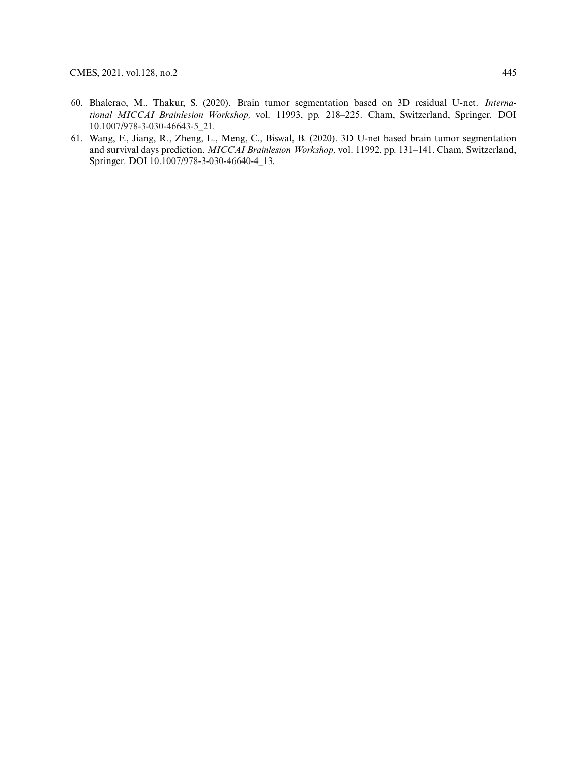60. Bhalerao, M., Thakur, S. (2020). Brain tumor segmentation based on 3D residual U-net. *International MICCAI Brainlesion Workshop,* vol. 11993, pp. 218–225. Cham, Switzerland, Springer. DOI 10.1007/978-3-030-46643-5_21.
61. Wang, F., Jiang, R., Zheng, L., Meng, C., Biswal, B. (2020). 3D U-net based brain tumor segmentation and survival days prediction. *MICCAI Brainlesion Workshop,* vol. 11992, pp. 131–141. Cham, Switzerland, Springer. DOI 10.1007/978-3-030-46640-4_13.